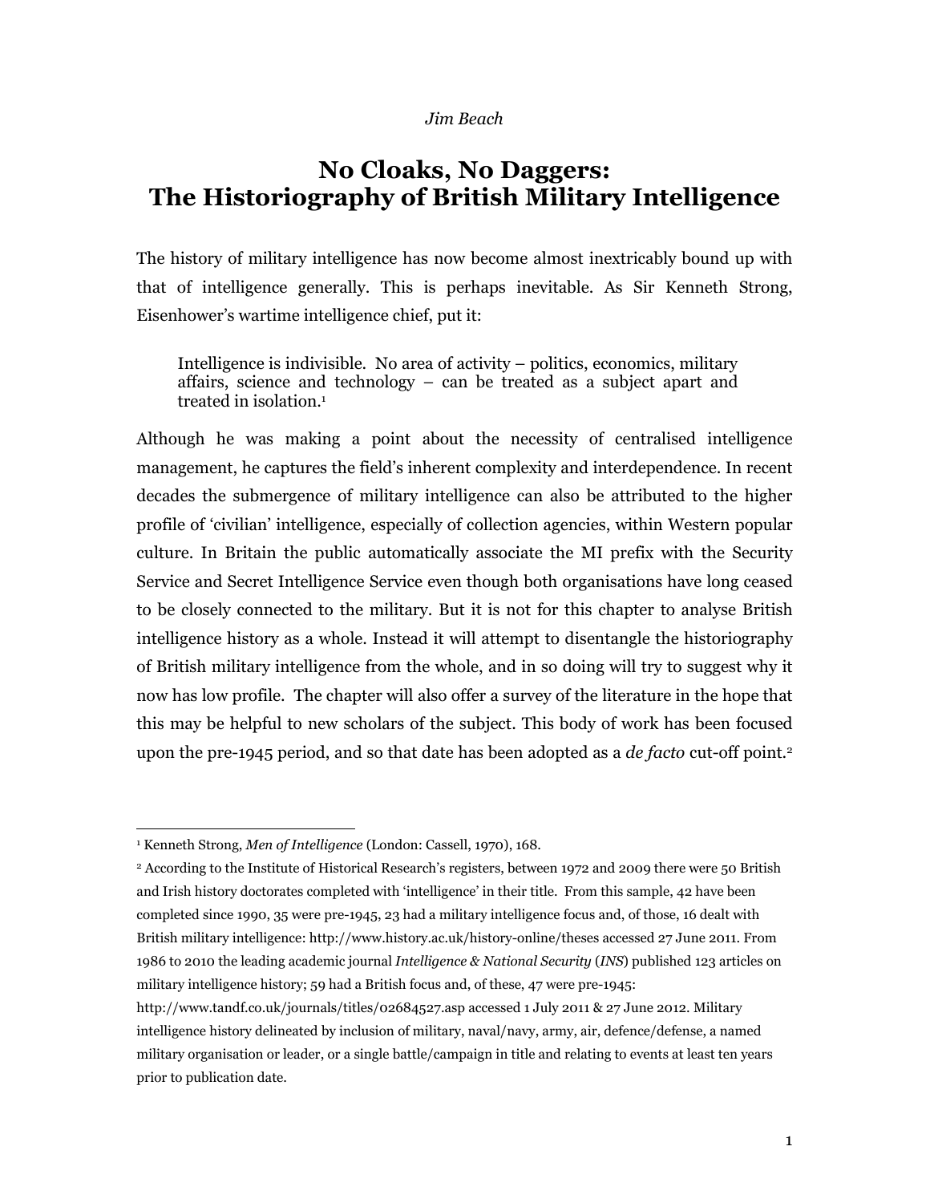*Jim Beach*

# No Cloaks, No Daggers: The Historiography of British Military Intelligence

The history of military intelligence has now become almost inextricably bound up with that of intelligence generally. This is perhaps inevitable. As Sir Kenneth Strong, Eisenhower's wartime intelligence chief, put it:

> Intelligence is indivisible. No area of activity – politics, economics, military affairs, science and technology – can be treated as a subject apart and treated in isolation.[1]

Although he was making a point about the necessity of centralised intelligence management, he captures the field's inherent complexity and interdependence. In recent decades the submergence of military intelligence can also be attributed to the higher profile of 'civilian' intelligence, especially of collection agencies, within Western popular culture. In Britain the public automatically associate the MI prefix with the Security Service and Secret Intelligence Service even though both organisations have long ceased to be closely connected to the military. But it is not for this chapter to analyse British intelligence history as a whole. Instead it will attempt to disentangle the historiography of British military intelligence from the whole, and in so doing will try to suggest why it now has low profile. The chapter will also offer a survey of the literature in the hope that this may be helpful to new scholars of the subject. This body of work has been focused upon the pre-1945 period, and so that date has been adopted as a *de facto* cut-off point.[2]

---

[1] Kenneth Strong, *Men of Intelligence* (London: Cassell, 1970), 168.

[2] According to the Institute of Historical Research's registers, between 1972 and 2009 there were 50 British and Irish history doctorates completed with 'intelligence' in their title. From this sample, 42 have been completed since 1990, 35 were pre-1945, 23 had a military intelligence focus and, of those, 16 dealt with British military intelligence: http://www.history.ac.uk/history-online/theses accessed 27 June 2011. From 1986 to 2010 the leading academic journal *Intelligence & National Security* (*INS*) published 123 articles on military intelligence history; 59 had a British focus and, of these, 47 were pre-1945: http://www.tandf.co.uk/journals/titles/02684527.asp accessed 1 July 2011 & 27 June 2012. Military intelligence history delineated by inclusion of military, naval/navy, army, air, defence/defense, a named military organisation or leader, or a single battle/campaign in title and relating to events at least ten years prior to publication date.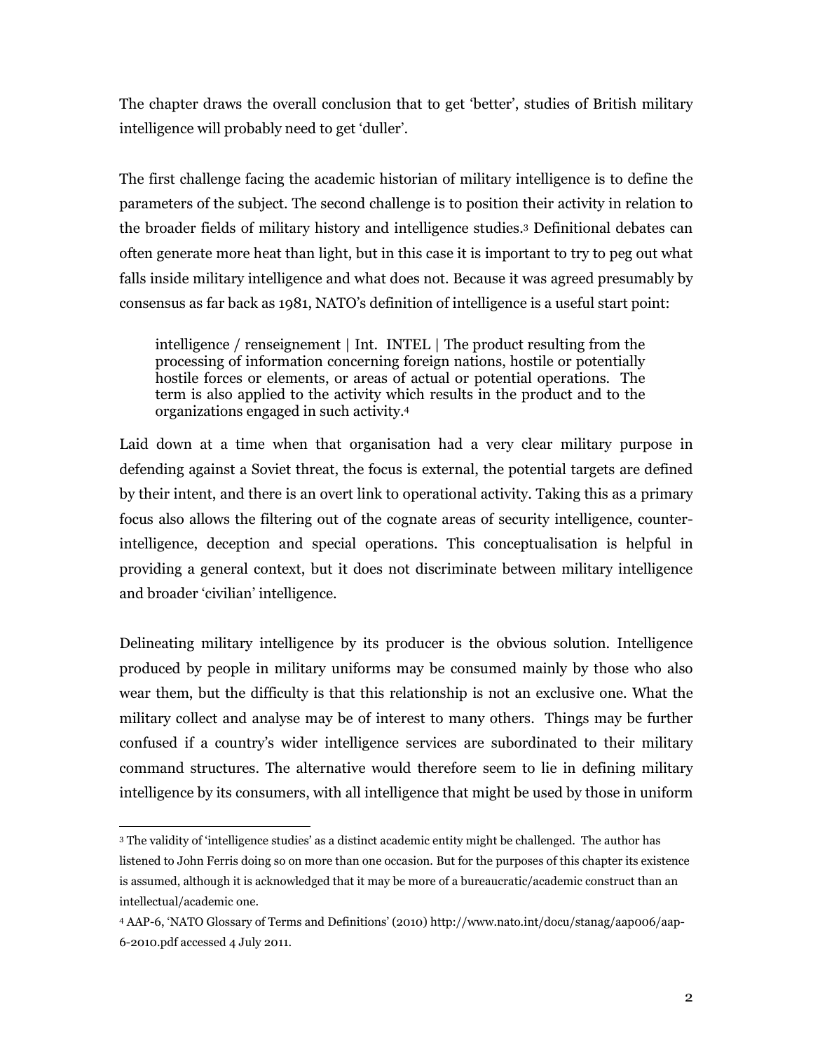The chapter draws the overall conclusion that to get 'better', studies of British military intelligence will probably need to get 'duller'.

The first challenge facing the academic historian of military intelligence is to define the parameters of the subject. The second challenge is to position their activity in relation to the broader fields of military history and intelligence studies.[3] Definitional debates can often generate more heat than light, but in this case it is important to try to peg out what falls inside military intelligence and what does not. Because it was agreed presumably by consensus as far back as 1981, NATO's definition of intelligence is a useful start point:

> intelligence / renseignement | Int. INTEL | The product resulting from the processing of information concerning foreign nations, hostile or potentially hostile forces or elements, or areas of actual or potential operations. The term is also applied to the activity which results in the product and to the organizations engaged in such activity.[4]

Laid down at a time when that organisation had a very clear military purpose in defending against a Soviet threat, the focus is external, the potential targets are defined by their intent, and there is an overt link to operational activity. Taking this as a primary focus also allows the filtering out of the cognate areas of security intelligence, counter-intelligence, deception and special operations. This conceptualisation is helpful in providing a general context, but it does not discriminate between military intelligence and broader 'civilian' intelligence.

Delineating military intelligence by its producer is the obvious solution. Intelligence produced by people in military uniforms may be consumed mainly by those who also wear them, but the difficulty is that this relationship is not an exclusive one. What the military collect and analyse may be of interest to many others. Things may be further confused if a country's wider intelligence services are subordinated to their military command structures. The alternative would therefore seem to lie in defining military intelligence by its consumers, with all intelligence that might be used by those in uniform

---

[3] The validity of 'intelligence studies' as a distinct academic entity might be challenged. The author has listened to John Ferris doing so on more than one occasion. But for the purposes of this chapter its existence is assumed, although it is acknowledged that it may be more of a bureaucratic/academic construct than an intellectual/academic one.

[4] AAP-6, 'NATO Glossary of Terms and Definitions' (2010) http://www.nato.int/docu/stanag/aap006/aap-6-2010.pdf accessed 4 July 2011.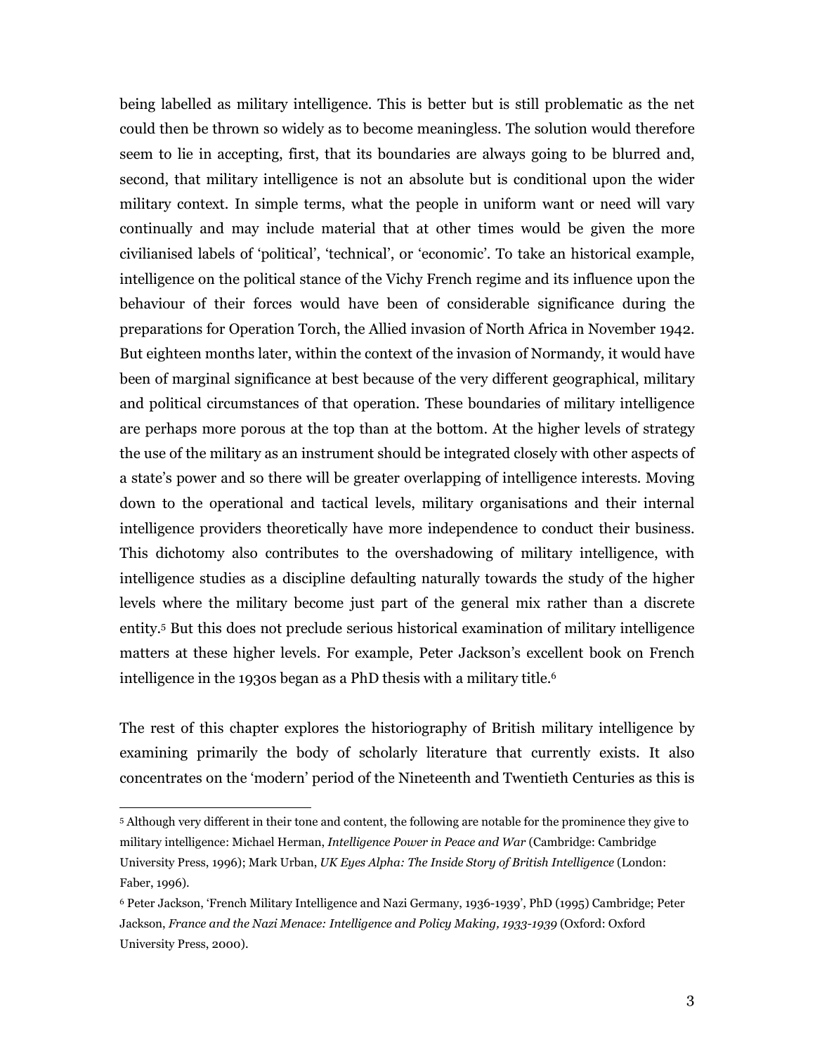being labelled as military intelligence. This is better but is still problematic as the net could then be thrown so widely as to become meaningless. The solution would therefore seem to lie in accepting, first, that its boundaries are always going to be blurred and, second, that military intelligence is not an absolute but is conditional upon the wider military context. In simple terms, what the people in uniform want or need will vary continually and may include material that at other times would be given the more civilianised labels of 'political', 'technical', or 'economic'. To take an historical example, intelligence on the political stance of the Vichy French regime and its influence upon the behaviour of their forces would have been of considerable significance during the preparations for Operation Torch, the Allied invasion of North Africa in November 1942. But eighteen months later, within the context of the invasion of Normandy, it would have been of marginal significance at best because of the very different geographical, military and political circumstances of that operation. These boundaries of military intelligence are perhaps more porous at the top than at the bottom. At the higher levels of strategy the use of the military as an instrument should be integrated closely with other aspects of a state's power and so there will be greater overlapping of intelligence interests. Moving down to the operational and tactical levels, military organisations and their internal intelligence providers theoretically have more independence to conduct their business. This dichotomy also contributes to the overshadowing of military intelligence, with intelligence studies as a discipline defaulting naturally towards the study of the higher levels where the military become just part of the general mix rather than a discrete entity.[5] But this does not preclude serious historical examination of military intelligence matters at these higher levels. For example, Peter Jackson's excellent book on French intelligence in the 1930s began as a PhD thesis with a military title.[6]

The rest of this chapter explores the historiography of British military intelligence by examining primarily the body of scholarly literature that currently exists. It also concentrates on the 'modern' period of the Nineteenth and Twentieth Centuries as this is

---

[5] Although very different in their tone and content, the following are notable for the prominence they give to military intelligence: Michael Herman, *Intelligence Power in Peace and War* (Cambridge: Cambridge University Press, 1996); Mark Urban, *UK Eyes Alpha: The Inside Story of British Intelligence* (London: Faber, 1996).

[6] Peter Jackson, 'French Military Intelligence and Nazi Germany, 1936-1939', PhD (1995) Cambridge; Peter Jackson, *France and the Nazi Menace: Intelligence and Policy Making, 1933-1939* (Oxford: Oxford University Press, 2000).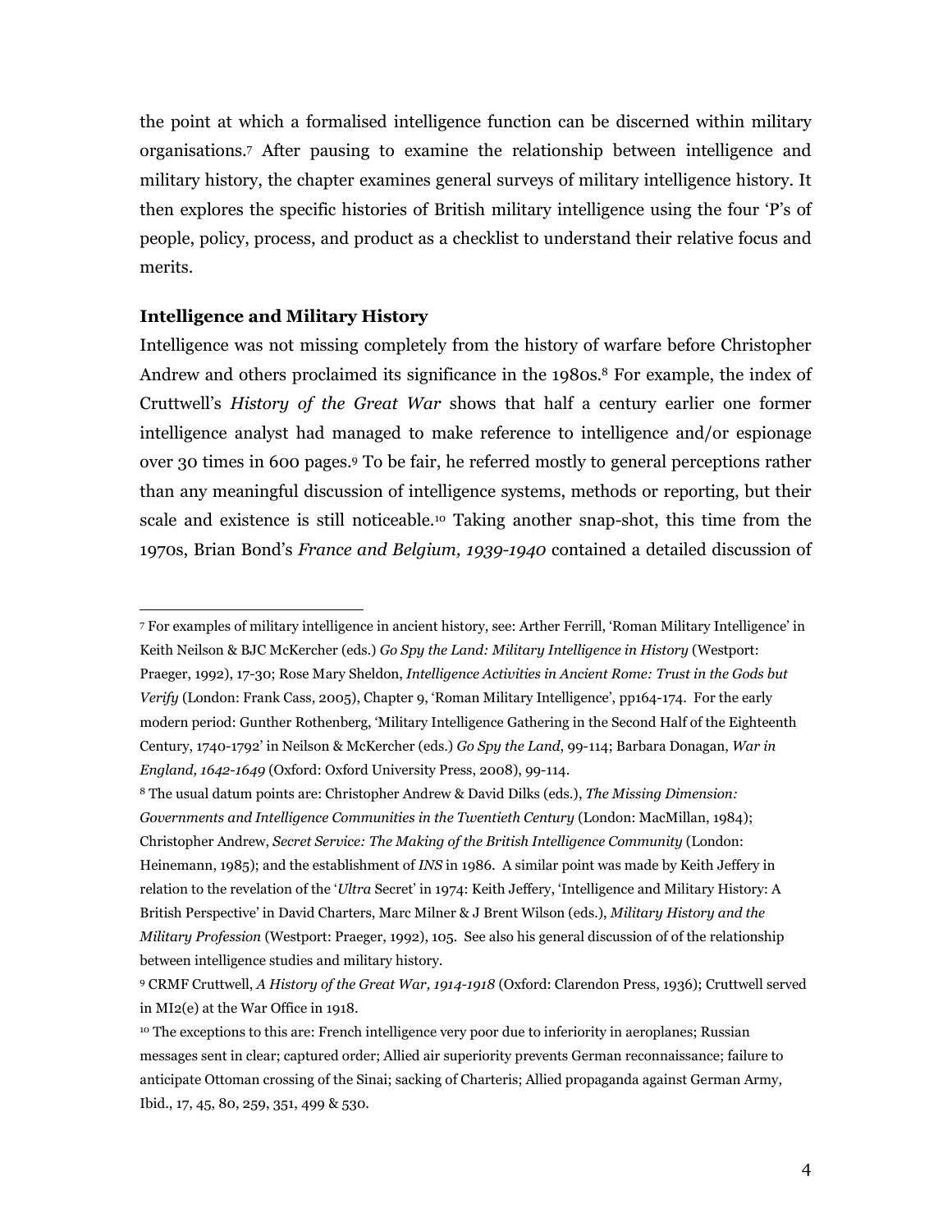the point at which a formalised intelligence function can be discerned within military organisations.[7] After pausing to examine the relationship between intelligence and military history, the chapter examines general surveys of military intelligence history. It then explores the specific histories of British military intelligence using the four 'P's of people, policy, process, and product as a checklist to understand their relative focus and merits.

### Intelligence and Military History

Intelligence was not missing completely from the history of warfare before Christopher Andrew and others proclaimed its significance in the 1980s.[8] For example, the index of Cruttwell's *History of the Great War* shows that half a century earlier one former intelligence analyst had managed to make reference to intelligence and/or espionage over 30 times in 600 pages.[9] To be fair, he referred mostly to general perceptions rather than any meaningful discussion of intelligence systems, methods or reporting, but their scale and existence is still noticeable.[10] Taking another snap-shot, this time from the 1970s, Brian Bond's *France and Belgium, 1939-1940* contained a detailed discussion of

---

[7] For examples of military intelligence in ancient history, see: Arther Ferrill, 'Roman Military Intelligence' in Keith Neilson & BJC McKercher (eds.) *Go Spy the Land: Military Intelligence in History* (Westport: Praeger, 1992), 17-30; Rose Mary Sheldon, *Intelligence Activities in Ancient Rome: Trust in the Gods but Verify* (London: Frank Cass, 2005), Chapter 9, 'Roman Military Intelligence', pp164-174. For the early modern period: Gunther Rothenberg, 'Military Intelligence Gathering in the Second Half of the Eighteenth Century, 1740-1792' in Neilson & McKercher (eds.) *Go Spy the Land*, 99-114; Barbara Donagan, *War in England, 1642-1649* (Oxford: Oxford University Press, 2008), 99-114.

[8] The usual datum points are: Christopher Andrew & David Dilks (eds.), *The Missing Dimension: Governments and Intelligence Communities in the Twentieth Century* (London: MacMillan, 1984); Christopher Andrew, *Secret Service: The Making of the British Intelligence Community* (London: Heinemann, 1985); and the establishment of *INS* in 1986. A similar point was made by Keith Jeffery in relation to the revelation of the '*Ultra* Secret' in 1974: Keith Jeffery, 'Intelligence and Military History: A British Perspective' in David Charters, Marc Milner & J Brent Wilson (eds.), *Military History and the Military Profession* (Westport: Praeger, 1992), 105. See also his general discussion of of the relationship between intelligence studies and military history.

[9] CRMF Cruttwell, *A History of the Great War, 1914-1918* (Oxford: Clarendon Press, 1936); Cruttwell served in MI2(e) at the War Office in 1918.

[10] The exceptions to this are: French intelligence very poor due to inferiority in aeroplanes; Russian messages sent in clear; captured order; Allied air superiority prevents German reconnaissance; failure to anticipate Ottoman crossing of the Sinai; sacking of Charteris; Allied propaganda against German Army, Ibid., 17, 45, 80, 259, 351, 499 & 530.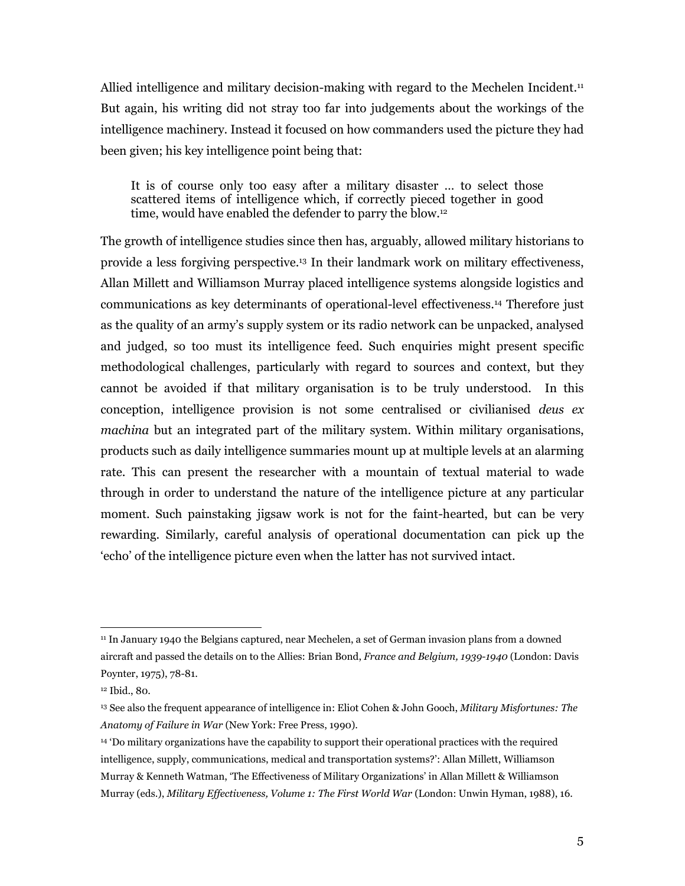Allied intelligence and military decision-making with regard to the Mechelen Incident.[11] But again, his writing did not stray too far into judgements about the workings of the intelligence machinery. Instead it focused on how commanders used the picture they had been given; his key intelligence point being that:

> It is of course only too easy after a military disaster … to select those scattered items of intelligence which, if correctly pieced together in good time, would have enabled the defender to parry the blow.[12]

The growth of intelligence studies since then has, arguably, allowed military historians to provide a less forgiving perspective.[13] In their landmark work on military effectiveness, Allan Millett and Williamson Murray placed intelligence systems alongside logistics and communications as key determinants of operational-level effectiveness.[14] Therefore just as the quality of an army's supply system or its radio network can be unpacked, analysed and judged, so too must its intelligence feed. Such enquiries might present specific methodological challenges, particularly with regard to sources and context, but they cannot be avoided if that military organisation is to be truly understood. In this conception, intelligence provision is not some centralised or civilianised *deus ex machina* but an integrated part of the military system. Within military organisations, products such as daily intelligence summaries mount up at multiple levels at an alarming rate. This can present the researcher with a mountain of textual material to wade through in order to understand the nature of the intelligence picture at any particular moment. Such painstaking jigsaw work is not for the faint-hearted, but can be very rewarding. Similarly, careful analysis of operational documentation can pick up the 'echo' of the intelligence picture even when the latter has not survived intact.

---

[11] In January 1940 the Belgians captured, near Mechelen, a set of German invasion plans from a downed aircraft and passed the details on to the Allies: Brian Bond, *France and Belgium, 1939-1940* (London: Davis Poynter, 1975), 78-81.

[12] Ibid., 80.

[13] See also the frequent appearance of intelligence in: Eliot Cohen & John Gooch, *Military Misfortunes: The Anatomy of Failure in War* (New York: Free Press, 1990).

[14] 'Do military organizations have the capability to support their operational practices with the required intelligence, supply, communications, medical and transportation systems?': Allan Millett, Williamson Murray & Kenneth Watman, 'The Effectiveness of Military Organizations' in Allan Millett & Williamson Murray (eds.), *Military Effectiveness, Volume 1: The First World War* (London: Unwin Hyman, 1988), 16.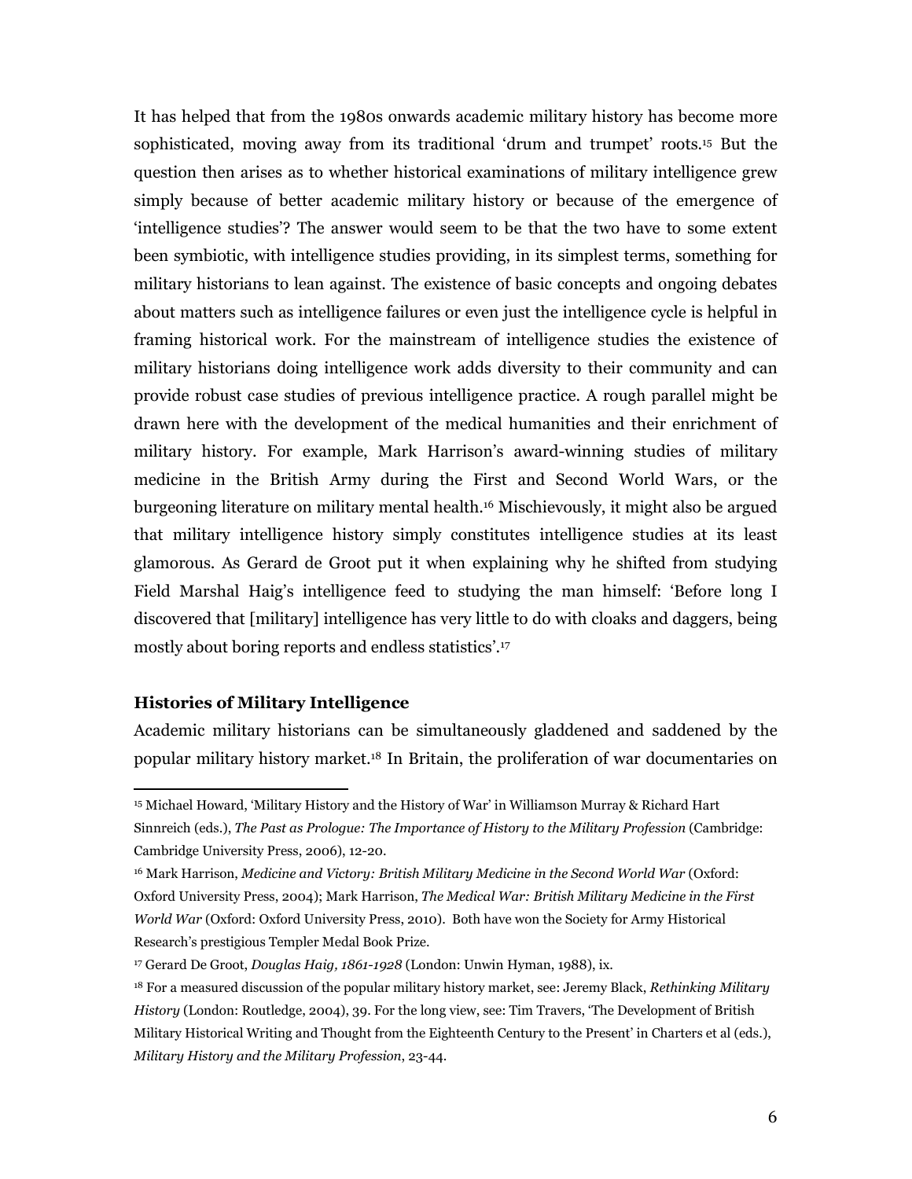It has helped that from the 1980s onwards academic military history has become more sophisticated, moving away from its traditional 'drum and trumpet' roots.[15] But the question then arises as to whether historical examinations of military intelligence grew simply because of better academic military history or because of the emergence of 'intelligence studies'? The answer would seem to be that the two have to some extent been symbiotic, with intelligence studies providing, in its simplest terms, something for military historians to lean against. The existence of basic concepts and ongoing debates about matters such as intelligence failures or even just the intelligence cycle is helpful in framing historical work. For the mainstream of intelligence studies the existence of military historians doing intelligence work adds diversity to their community and can provide robust case studies of previous intelligence practice. A rough parallel might be drawn here with the development of the medical humanities and their enrichment of military history. For example, Mark Harrison's award-winning studies of military medicine in the British Army during the First and Second World Wars, or the burgeoning literature on military mental health.[16] Mischievously, it might also be argued that military intelligence history simply constitutes intelligence studies at its least glamorous. As Gerard de Groot put it when explaining why he shifted from studying Field Marshal Haig's intelligence feed to studying the man himself: 'Before long I discovered that [military] intelligence has very little to do with cloaks and daggers, being mostly about boring reports and endless statistics'.[17]

### Histories of Military Intelligence

Academic military historians can be simultaneously gladdened and saddened by the popular military history market.[18] In Britain, the proliferation of war documentaries on

---

[15] Michael Howard, 'Military History and the History of War' in Williamson Murray & Richard Hart Sinnreich (eds.), *The Past as Prologue: The Importance of History to the Military Profession* (Cambridge: Cambridge University Press, 2006), 12-20.

[16] Mark Harrison, *Medicine and Victory: British Military Medicine in the Second World War* (Oxford: Oxford University Press, 2004); Mark Harrison, *The Medical War: British Military Medicine in the First World War* (Oxford: Oxford University Press, 2010). Both have won the Society for Army Historical Research's prestigious Templer Medal Book Prize.

[17] Gerard De Groot, *Douglas Haig, 1861-1928* (London: Unwin Hyman, 1988), ix.

[18] For a measured discussion of the popular military history market, see: Jeremy Black, *Rethinking Military History* (London: Routledge, 2004), 39. For the long view, see: Tim Travers, 'The Development of British Military Historical Writing and Thought from the Eighteenth Century to the Present' in Charters et al (eds.), *Military History and the Military Profession*, 23-44.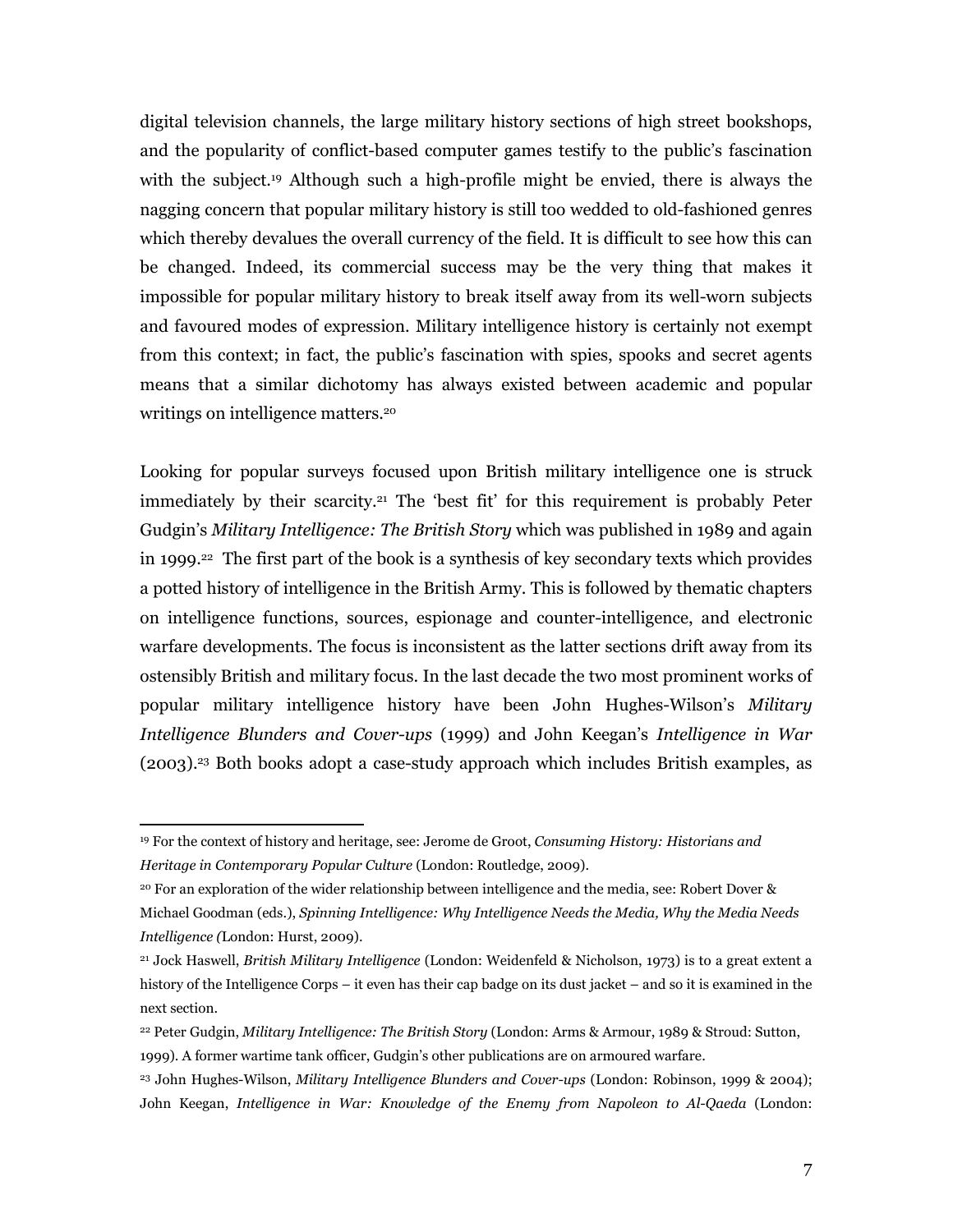digital television channels, the large military history sections of high street bookshops, and the popularity of conflict-based computer games testify to the public's fascination with the subject.[19] Although such a high-profile might be envied, there is always the nagging concern that popular military history is still too wedded to old-fashioned genres which thereby devalues the overall currency of the field. It is difficult to see how this can be changed. Indeed, its commercial success may be the very thing that makes it impossible for popular military history to break itself away from its well-worn subjects and favoured modes of expression. Military intelligence history is certainly not exempt from this context; in fact, the public's fascination with spies, spooks and secret agents means that a similar dichotomy has always existed between academic and popular writings on intelligence matters.[20]

Looking for popular surveys focused upon British military intelligence one is struck immediately by their scarcity.[21] The 'best fit' for this requirement is probably Peter Gudgin's *Military Intelligence: The British Story* which was published in 1989 and again in 1999.[22] The first part of the book is a synthesis of key secondary texts which provides a potted history of intelligence in the British Army. This is followed by thematic chapters on intelligence functions, sources, espionage and counter-intelligence, and electronic warfare developments. The focus is inconsistent as the latter sections drift away from its ostensibly British and military focus. In the last decade the two most prominent works of popular military intelligence history have been John Hughes-Wilson's *Military Intelligence Blunders and Cover-ups* (1999) and John Keegan's *Intelligence in War* (2003).[23] Both books adopt a case-study approach which includes British examples, as

---

[19] For the context of history and heritage, see: Jerome de Groot, *Consuming History: Historians and Heritage in Contemporary Popular Culture* (London: Routledge, 2009).

[20] For an exploration of the wider relationship between intelligence and the media, see: Robert Dover & Michael Goodman (eds.), *Spinning Intelligence: Why Intelligence Needs the Media, Why the Media Needs Intelligence* (London: Hurst, 2009).

[21] Jock Haswell, *British Military Intelligence* (London: Weidenfeld & Nicholson, 1973) is to a great extent a history of the Intelligence Corps – it even has their cap badge on its dust jacket – and so it is examined in the next section.

[22] Peter Gudgin, *Military Intelligence: The British Story* (London: Arms & Armour, 1989 & Stroud: Sutton, 1999). A former wartime tank officer, Gudgin's other publications are on armoured warfare.

[23] John Hughes-Wilson, *Military Intelligence Blunders and Cover-ups* (London: Robinson, 1999 & 2004); John Keegan, *Intelligence in War: Knowledge of the Enemy from Napoleon to Al-Qaeda* (London: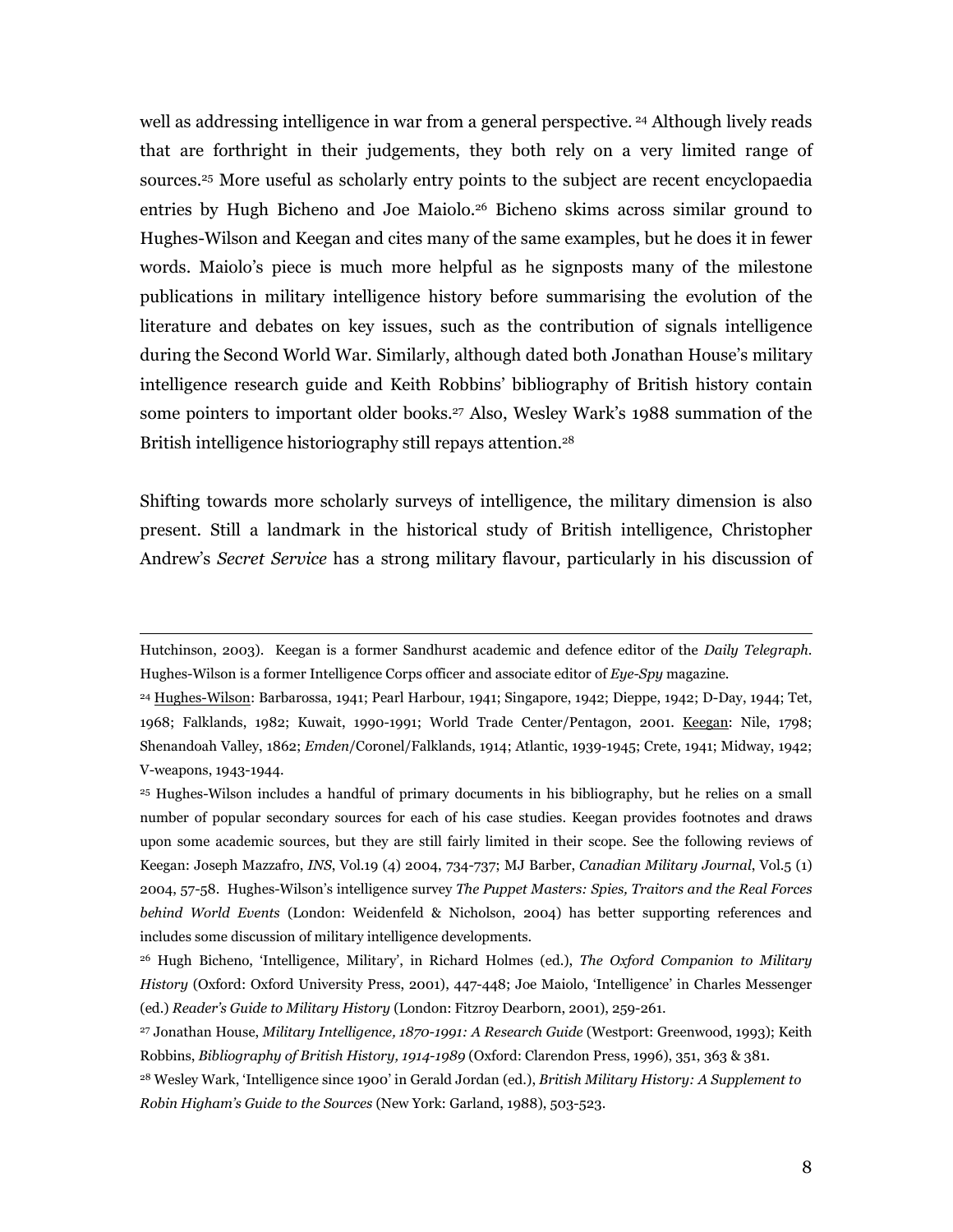well as addressing intelligence in war from a general perspective. [24] Although lively reads that are forthright in their judgements, they both rely on a very limited range of sources.[25] More useful as scholarly entry points to the subject are recent encyclopaedia entries by Hugh Bicheno and Joe Maiolo.[26] Bicheno skims across similar ground to Hughes-Wilson and Keegan and cites many of the same examples, but he does it in fewer words. Maiolo's piece is much more helpful as he signposts many of the milestone publications in military intelligence history before summarising the evolution of the literature and debates on key issues, such as the contribution of signals intelligence during the Second World War. Similarly, although dated both Jonathan House's military intelligence research guide and Keith Robbins' bibliography of British history contain some pointers to important older books.[27] Also, Wesley Wark's 1988 summation of the British intelligence historiography still repays attention.[28]

Shifting towards more scholarly surveys of intelligence, the military dimension is also present. Still a landmark in the historical study of British intelligence, Christopher Andrew's *Secret Service* has a strong military flavour, particularly in his discussion of

---

Hutchinson, 2003). Keegan is a former Sandhurst academic and defence editor of the *Daily Telegraph*. Hughes-Wilson is a former Intelligence Corps officer and associate editor of *Eye-Spy* magazine.

[24] Hughes-Wilson: Barbarossa, 1941; Pearl Harbour, 1941; Singapore, 1942; Dieppe, 1942; D-Day, 1944; Tet, 1968; Falklands, 1982; Kuwait, 1990-1991; World Trade Center/Pentagon, 2001. Keegan: Nile, 1798; Shenandoah Valley, 1862; *Emden*/Coronel/Falklands, 1914; Atlantic, 1939-1945; Crete, 1941; Midway, 1942; V-weapons, 1943-1944.

[25] Hughes-Wilson includes a handful of primary documents in his bibliography, but he relies on a small number of popular secondary sources for each of his case studies. Keegan provides footnotes and draws upon some academic sources, but they are still fairly limited in their scope. See the following reviews of Keegan: Joseph Mazzafro, *INS*, Vol.19 (4) 2004, 734-737; MJ Barber, *Canadian Military Journal*, Vol.5 (1) 2004, 57-58. Hughes-Wilson's intelligence survey *The Puppet Masters: Spies, Traitors and the Real Forces behind World Events* (London: Weidenfeld & Nicholson, 2004) has better supporting references and includes some discussion of military intelligence developments.

[26] Hugh Bicheno, 'Intelligence, Military', in Richard Holmes (ed.), *The Oxford Companion to Military History* (Oxford: Oxford University Press, 2001), 447-448; Joe Maiolo, 'Intelligence' in Charles Messenger (ed.) *Reader's Guide to Military History* (London: Fitzroy Dearborn, 2001), 259-261.

[27] Jonathan House, *Military Intelligence, 1870-1991: A Research Guide* (Westport: Greenwood, 1993); Keith Robbins, *Bibliography of British History, 1914-1989* (Oxford: Clarendon Press, 1996), 351, 363 & 381.

[28] Wesley Wark, 'Intelligence since 1900' in Gerald Jordan (ed.), *British Military History: A Supplement to Robin Higham's Guide to the Sources* (New York: Garland, 1988), 503-523.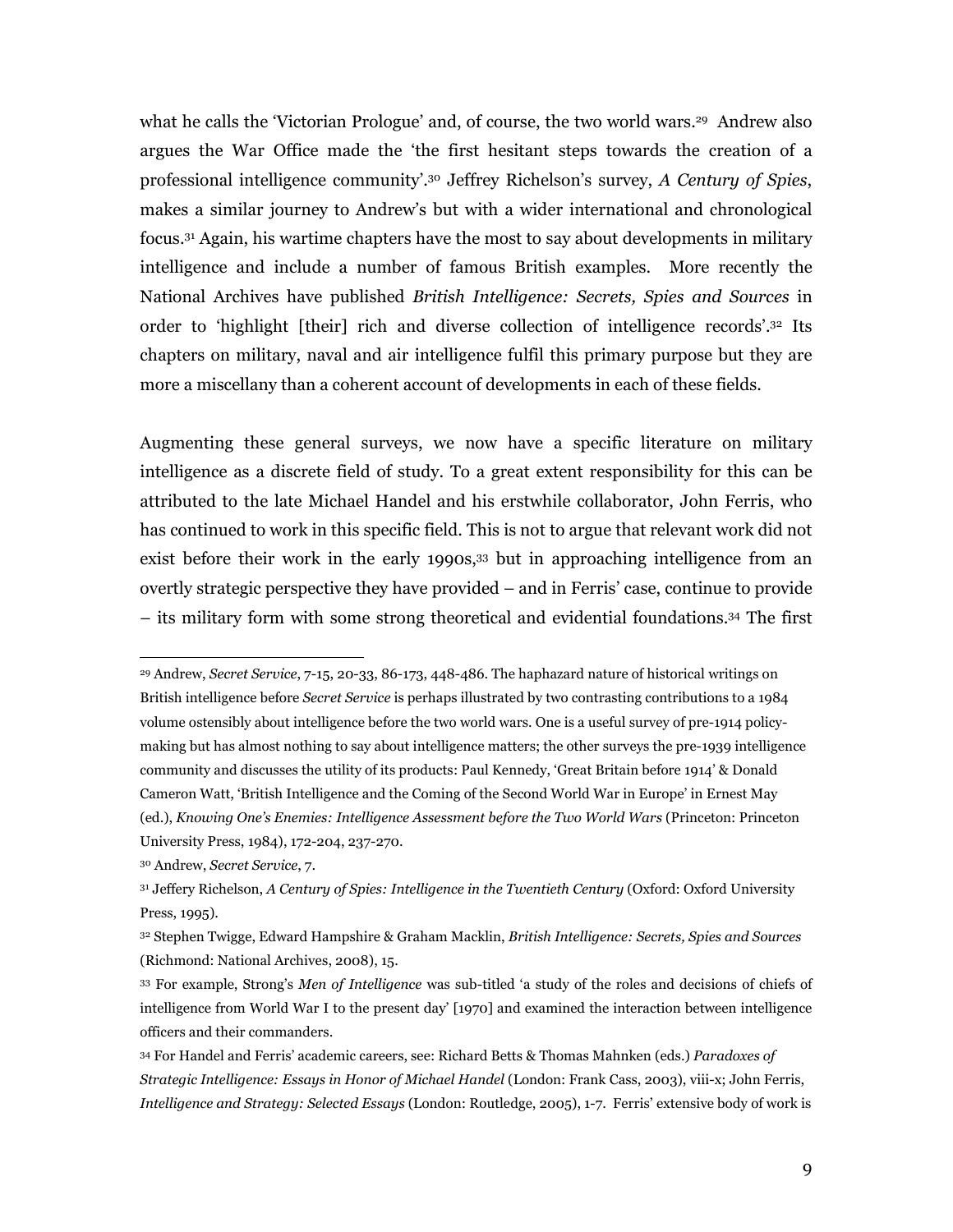what he calls the 'Victorian Prologue' and, of course, the two world wars.[29] Andrew also argues the War Office made the 'the first hesitant steps towards the creation of a professional intelligence community'.[30] Jeffrey Richelson's survey, *A Century of Spies*, makes a similar journey to Andrew's but with a wider international and chronological focus.[31] Again, his wartime chapters have the most to say about developments in military intelligence and include a number of famous British examples. More recently the National Archives have published *British Intelligence: Secrets, Spies and Sources* in order to 'highlight [their] rich and diverse collection of intelligence records'.[32] Its chapters on military, naval and air intelligence fulfil this primary purpose but they are more a miscellany than a coherent account of developments in each of these fields.

Augmenting these general surveys, we now have a specific literature on military intelligence as a discrete field of study. To a great extent responsibility for this can be attributed to the late Michael Handel and his erstwhile collaborator, John Ferris, who has continued to work in this specific field. This is not to argue that relevant work did not exist before their work in the early 1990s,[33] but in approaching intelligence from an overtly strategic perspective they have provided – and in Ferris' case, continue to provide – its military form with some strong theoretical and evidential foundations.[34] The first

---

[29] Andrew, *Secret Service*, 7-15, 20-33, 86-173, 448-486. The haphazard nature of historical writings on British intelligence before *Secret Service* is perhaps illustrated by two contrasting contributions to a 1984 volume ostensibly about intelligence before the two world wars. One is a useful survey of pre-1914 policy-making but has almost nothing to say about intelligence matters; the other surveys the pre-1939 intelligence community and discusses the utility of its products: Paul Kennedy, 'Great Britain before 1914' & Donald Cameron Watt, 'British Intelligence and the Coming of the Second World War in Europe' in Ernest May (ed.), *Knowing One's Enemies: Intelligence Assessment before the Two World Wars* (Princeton: Princeton University Press, 1984), 172-204, 237-270.

[30] Andrew, *Secret Service*, 7.

[31] Jeffery Richelson, *A Century of Spies: Intelligence in the Twentieth Century* (Oxford: Oxford University Press, 1995).

[32] Stephen Twigge, Edward Hampshire & Graham Macklin, *British Intelligence: Secrets, Spies and Sources* (Richmond: National Archives, 2008), 15.

[33] For example, Strong's *Men of Intelligence* was sub-titled 'a study of the roles and decisions of chiefs of intelligence from World War I to the present day' [1970] and examined the interaction between intelligence officers and their commanders.

[34] For Handel and Ferris' academic careers, see: Richard Betts & Thomas Mahnken (eds.) *Paradoxes of Strategic Intelligence: Essays in Honor of Michael Handel* (London: Frank Cass, 2003), viii-x; John Ferris, *Intelligence and Strategy: Selected Essays* (London: Routledge, 2005), 1-7. Ferris' extensive body of work is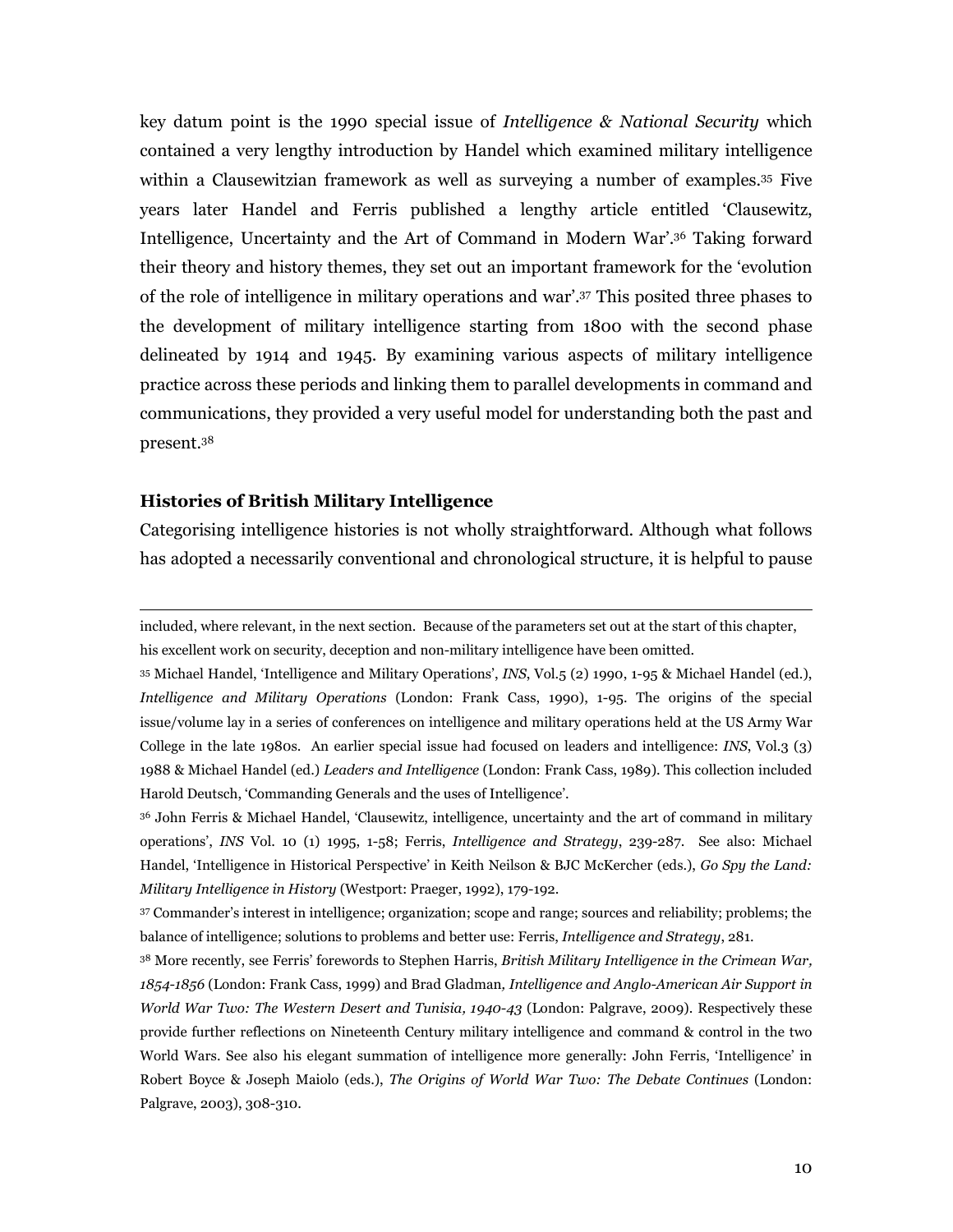key datum point is the 1990 special issue of *Intelligence & National Security* which contained a very lengthy introduction by Handel which examined military intelligence within a Clausewitzian framework as well as surveying a number of examples.[35] Five years later Handel and Ferris published a lengthy article entitled 'Clausewitz, Intelligence, Uncertainty and the Art of Command in Modern War'.[36] Taking forward their theory and history themes, they set out an important framework for the 'evolution of the role of intelligence in military operations and war'.[37] This posited three phases to the development of military intelligence starting from 1800 with the second phase delineated by 1914 and 1945. By examining various aspects of military intelligence practice across these periods and linking them to parallel developments in command and communications, they provided a very useful model for understanding both the past and present.[38]

### Histories of British Military Intelligence

Categorising intelligence histories is not wholly straightforward. Although what follows has adopted a necessarily conventional and chronological structure, it is helpful to pause

---

included, where relevant, in the next section. Because of the parameters set out at the start of this chapter, his excellent work on security, deception and non-military intelligence have been omitted.

[35] Michael Handel, 'Intelligence and Military Operations', *INS*, Vol.5 (2) 1990, 1-95 & Michael Handel (ed.), *Intelligence and Military Operations* (London: Frank Cass, 1990), 1-95. The origins of the special issue/volume lay in a series of conferences on intelligence and military operations held at the US Army War College in the late 1980s. An earlier special issue had focused on leaders and intelligence: *INS*, Vol.3 (3) 1988 & Michael Handel (ed.) *Leaders and Intelligence* (London: Frank Cass, 1989). This collection included Harold Deutsch, 'Commanding Generals and the uses of Intelligence'.

[36] John Ferris & Michael Handel, 'Clausewitz, intelligence, uncertainty and the art of command in military operations', *INS* Vol. 10 (1) 1995, 1-58; Ferris, *Intelligence and Strategy*, 239-287. See also: Michael Handel, 'Intelligence in Historical Perspective' in Keith Neilson & BJC McKercher (eds.), *Go Spy the Land: Military Intelligence in History* (Westport: Praeger, 1992), 179-192.

[37] Commander's interest in intelligence; organization; scope and range; sources and reliability; problems; the balance of intelligence; solutions to problems and better use: Ferris, *Intelligence and Strategy*, 281.

[38] More recently, see Ferris' forewords to Stephen Harris, *British Military Intelligence in the Crimean War, 1854-1856* (London: Frank Cass, 1999) and Brad Gladman, *Intelligence and Anglo-American Air Support in World War Two: The Western Desert and Tunisia, 1940-43* (London: Palgrave, 2009). Respectively these provide further reflections on Nineteenth Century military intelligence and command & control in the two World Wars. See also his elegant summation of intelligence more generally: John Ferris, 'Intelligence' in Robert Boyce & Joseph Maiolo (eds.), *The Origins of World War Two: The Debate Continues* (London: Palgrave, 2003), 308-310.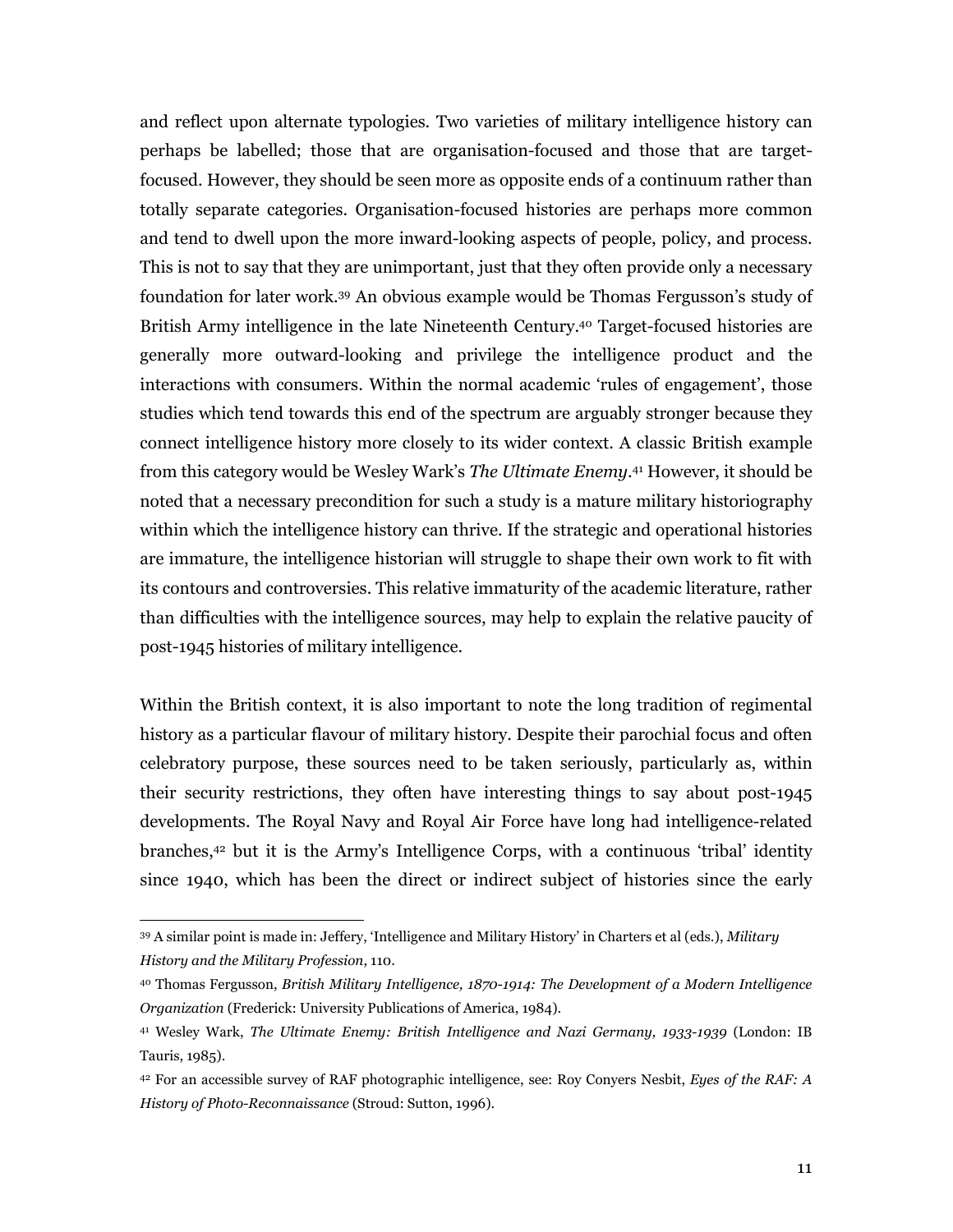and reflect upon alternate typologies. Two varieties of military intelligence history can perhaps be labelled; those that are organisation-focused and those that are target-focused. However, they should be seen more as opposite ends of a continuum rather than totally separate categories. Organisation-focused histories are perhaps more common and tend to dwell upon the more inward-looking aspects of people, policy, and process. This is not to say that they are unimportant, just that they often provide only a necessary foundation for later work.[39] An obvious example would be Thomas Fergusson's study of British Army intelligence in the late Nineteenth Century.[40] Target-focused histories are generally more outward-looking and privilege the intelligence product and the interactions with consumers. Within the normal academic 'rules of engagement', those studies which tend towards this end of the spectrum are arguably stronger because they connect intelligence history more closely to its wider context. A classic British example from this category would be Wesley Wark's *The Ultimate Enemy*.[41] However, it should be noted that a necessary precondition for such a study is a mature military historiography within which the intelligence history can thrive. If the strategic and operational histories are immature, the intelligence historian will struggle to shape their own work to fit with its contours and controversies. This relative immaturity of the academic literature, rather than difficulties with the intelligence sources, may help to explain the relative paucity of post-1945 histories of military intelligence.

Within the British context, it is also important to note the long tradition of regimental history as a particular flavour of military history. Despite their parochial focus and often celebratory purpose, these sources need to be taken seriously, particularly as, within their security restrictions, they often have interesting things to say about post-1945 developments. The Royal Navy and Royal Air Force have long had intelligence-related branches,[42] but it is the Army's Intelligence Corps, with a continuous 'tribal' identity since 1940, which has been the direct or indirect subject of histories since the early

---

[39] A similar point is made in: Jeffery, 'Intelligence and Military History' in Charters et al (eds.), *Military History and the Military Profession*, 110.

[40] Thomas Fergusson, *British Military Intelligence, 1870-1914: The Development of a Modern Intelligence Organization* (Frederick: University Publications of America, 1984).

[41] Wesley Wark, *The Ultimate Enemy: British Intelligence and Nazi Germany, 1933-1939* (London: IB Tauris, 1985).

[42] For an accessible survey of RAF photographic intelligence, see: Roy Conyers Nesbit, *Eyes of the RAF: A History of Photo-Reconnaissance* (Stroud: Sutton, 1996).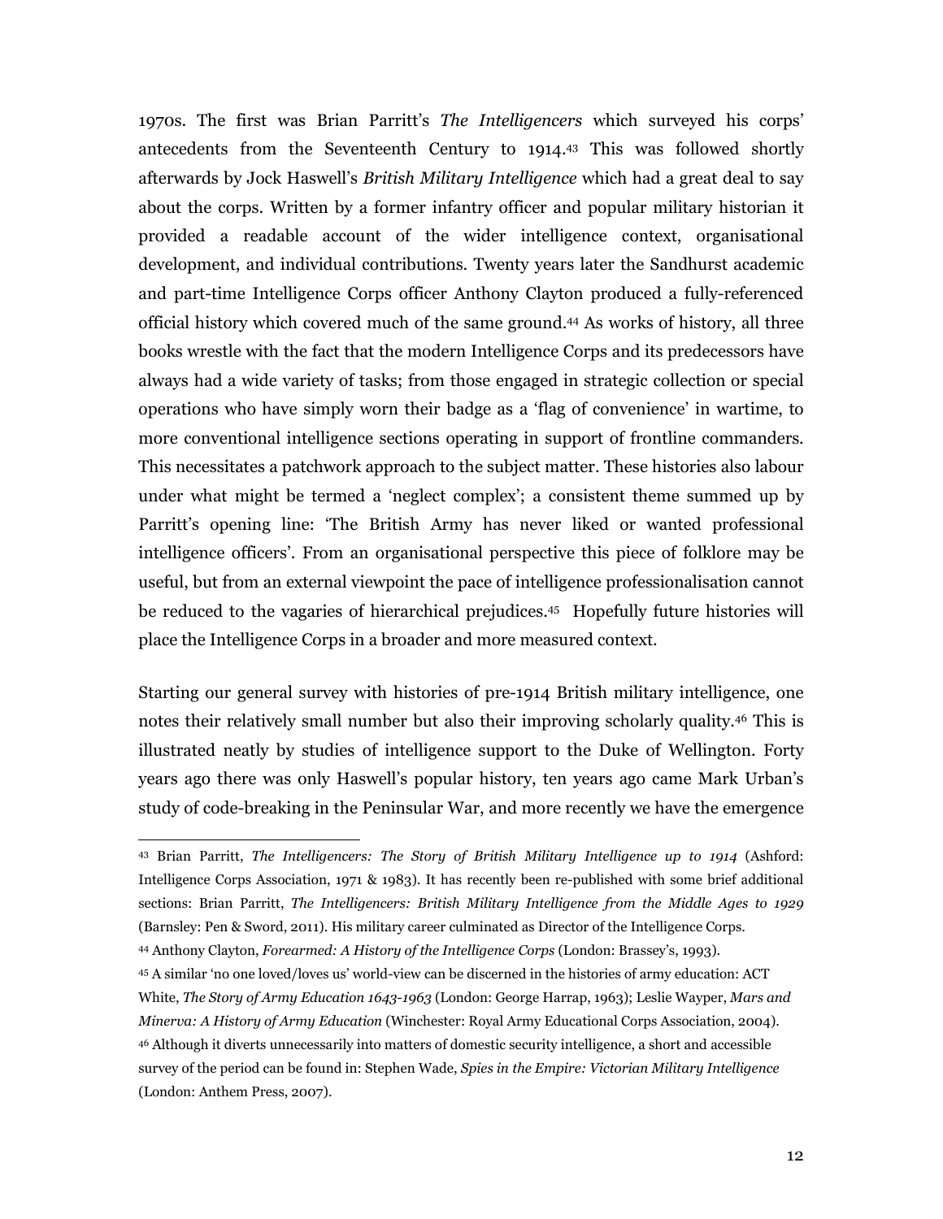1970s. The first was Brian Parritt's *The Intelligencers* which surveyed his corps' antecedents from the Seventeenth Century to 1914.[43] This was followed shortly afterwards by Jock Haswell's *British Military Intelligence* which had a great deal to say about the corps. Written by a former infantry officer and popular military historian it provided a readable account of the wider intelligence context, organisational development, and individual contributions. Twenty years later the Sandhurst academic and part-time Intelligence Corps officer Anthony Clayton produced a fully-referenced official history which covered much of the same ground.[44] As works of history, all three books wrestle with the fact that the modern Intelligence Corps and its predecessors have always had a wide variety of tasks; from those engaged in strategic collection or special operations who have simply worn their badge as a 'flag of convenience' in wartime, to more conventional intelligence sections operating in support of frontline commanders. This necessitates a patchwork approach to the subject matter. These histories also labour under what might be termed a 'neglect complex'; a consistent theme summed up by Parritt's opening line: 'The British Army has never liked or wanted professional intelligence officers'. From an organisational perspective this piece of folklore may be useful, but from an external viewpoint the pace of intelligence professionalisation cannot be reduced to the vagaries of hierarchical prejudices.[45] Hopefully future histories will place the Intelligence Corps in a broader and more measured context.

Starting our general survey with histories of pre-1914 British military intelligence, one notes their relatively small number but also their improving scholarly quality.[46] This is illustrated neatly by studies of intelligence support to the Duke of Wellington. Forty years ago there was only Haswell's popular history, ten years ago came Mark Urban's study of code-breaking in the Peninsular War, and more recently we have the emergence

---

[43] Brian Parritt, *The Intelligencers: The Story of British Military Intelligence up to 1914* (Ashford: Intelligence Corps Association, 1971 & 1983). It has recently been re-published with some brief additional sections: Brian Parritt, *The Intelligencers: British Military Intelligence from the Middle Ages to 1929* (Barnsley: Pen & Sword, 2011). His military career culminated as Director of the Intelligence Corps.

[44] Anthony Clayton, *Forearmed: A History of the Intelligence Corps* (London: Brassey's, 1993).

[45] A similar 'no one loved/loves us' world-view can be discerned in the histories of army education: ACT White, *The Story of Army Education 1643-1963* (London: George Harrap, 1963); Leslie Wayper, *Mars and Minerva: A History of Army Education* (Winchester: Royal Army Educational Corps Association, 2004).

[46] Although it diverts unnecessarily into matters of domestic security intelligence, a short and accessible survey of the period can be found in: Stephen Wade, *Spies in the Empire: Victorian Military Intelligence* (London: Anthem Press, 2007).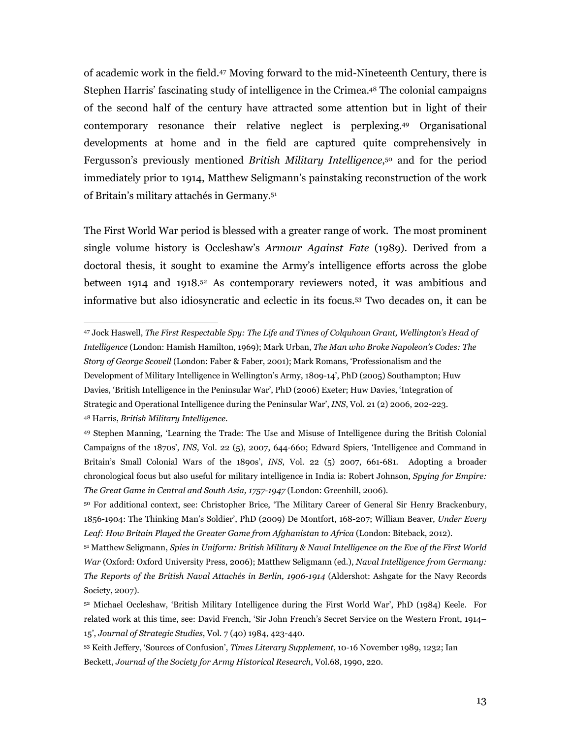of academic work in the field.[47] Moving forward to the mid-Nineteenth Century, there is Stephen Harris' fascinating study of intelligence in the Crimea.[48] The colonial campaigns of the second half of the century have attracted some attention but in light of their contemporary resonance their relative neglect is perplexing.[49] Organisational developments at home and in the field are captured quite comprehensively in Fergusson's previously mentioned *British Military Intelligence*,[50] and for the period immediately prior to 1914, Matthew Seligmann's painstaking reconstruction of the work of Britain's military attachés in Germany.[51]

The First World War period is blessed with a greater range of work. The most prominent single volume history is Occleshaw's *Armour Against Fate* (1989). Derived from a doctoral thesis, it sought to examine the Army's intelligence efforts across the globe between 1914 and 1918.[52] As contemporary reviewers noted, it was ambitious and informative but also idiosyncratic and eclectic in its focus.[53] Two decades on, it can be

---

[47] Jock Haswell, *The First Respectable Spy: The Life and Times of Colquhoun Grant, Wellington's Head of Intelligence* (London: Hamish Hamilton, 1969); Mark Urban, *The Man who Broke Napoleon's Codes: The Story of George Scovell* (London: Faber & Faber, 2001); Mark Romans, 'Professionalism and the Development of Military Intelligence in Wellington's Army, 1809-14', PhD (2005) Southampton; Huw Davies, 'British Intelligence in the Peninsular War', PhD (2006) Exeter; Huw Davies, 'Integration of Strategic and Operational Intelligence during the Peninsular War', *INS*, Vol. 21 (2) 2006, 202-223.

[48] Harris, *British Military Intelligence*.

[49] Stephen Manning, 'Learning the Trade: The Use and Misuse of Intelligence during the British Colonial Campaigns of the 1870s', *INS*, Vol. 22 (5), 2007, 644-660; Edward Spiers, 'Intelligence and Command in Britain's Small Colonial Wars of the 1890s', *INS*, Vol. 22 (5) 2007, 661-681. Adopting a broader chronological focus but also useful for military intelligence in India is: Robert Johnson, *Spying for Empire: The Great Game in Central and South Asia, 1757-1947* (London: Greenhill, 2006).

[50] For additional context, see: Christopher Brice, 'The Military Career of General Sir Henry Brackenbury, 1856-1904: The Thinking Man's Soldier', PhD (2009) De Montfort, 168-207; William Beaver, *Under Every Leaf: How Britain Played the Greater Game from Afghanistan to Africa* (London: Biteback, 2012).

[51] Matthew Seligmann, *Spies in Uniform: British Military & Naval Intelligence on the Eve of the First World War* (Oxford: Oxford University Press, 2006); Matthew Seligmann (ed.), *Naval Intelligence from Germany: The Reports of the British Naval Attachés in Berlin, 1906-1914* (Aldershot: Ashgate for the Navy Records Society, 2007).

[52] Michael Occleshaw, 'British Military Intelligence during the First World War', PhD (1984) Keele. For related work at this time, see: David French, 'Sir John French's Secret Service on the Western Front, 1914–15', *Journal of Strategic Studies*, Vol. 7 (40) 1984, 423-440.

[53] Keith Jeffery, 'Sources of Confusion', *Times Literary Supplement*, 10-16 November 1989, 1232; Ian Beckett, *Journal of the Society for Army Historical Research*, Vol.68, 1990, 220.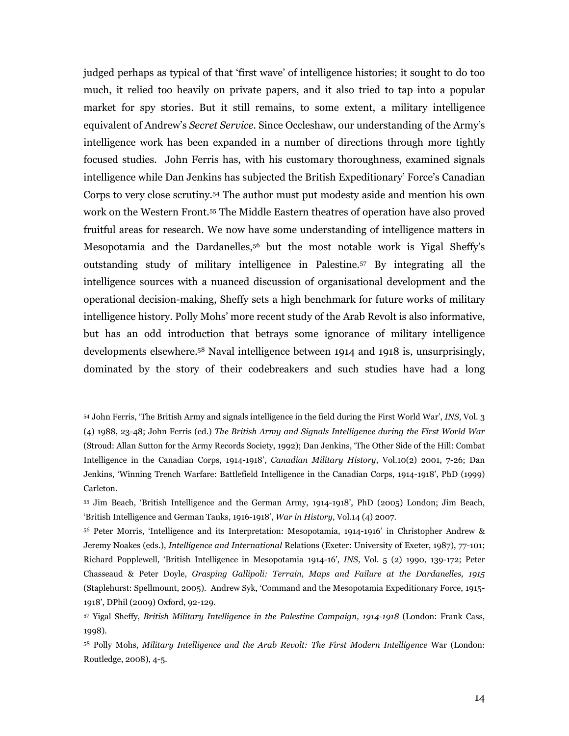judged perhaps as typical of that 'first wave' of intelligence histories; it sought to do too much, it relied too heavily on private papers, and it also tried to tap into a popular market for spy stories. But it still remains, to some extent, a military intelligence equivalent of Andrew's *Secret Service*. Since Occleshaw, our understanding of the Army's intelligence work has been expanded in a number of directions through more tightly focused studies. John Ferris has, with his customary thoroughness, examined signals intelligence while Dan Jenkins has subjected the British Expeditionary' Force's Canadian Corps to very close scrutiny.[54] The author must put modesty aside and mention his own work on the Western Front.[55] The Middle Eastern theatres of operation have also proved fruitful areas for research. We now have some understanding of intelligence matters in Mesopotamia and the Dardanelles,[56] but the most notable work is Yigal Sheffy's outstanding study of military intelligence in Palestine.[57] By integrating all the intelligence sources with a nuanced discussion of organisational development and the operational decision-making, Sheffy sets a high benchmark for future works of military intelligence history. Polly Mohs' more recent study of the Arab Revolt is also informative, but has an odd introduction that betrays some ignorance of military intelligence developments elsewhere.[58] Naval intelligence between 1914 and 1918 is, unsurprisingly, dominated by the story of their codebreakers and such studies have had a long

---

[54] John Ferris, 'The British Army and signals intelligence in the field during the First World War', *INS*, Vol. 3 (4) 1988, 23-48; John Ferris (ed.) *The British Army and Signals Intelligence during the First World War* (Stroud: Allan Sutton for the Army Records Society, 1992); Dan Jenkins, 'The Other Side of the Hill: Combat Intelligence in the Canadian Corps, 1914-1918', *Canadian Military History*, Vol.10(2) 2001, 7-26; Dan Jenkins, 'Winning Trench Warfare: Battlefield Intelligence in the Canadian Corps, 1914-1918', PhD (1999) Carleton.

[55] Jim Beach, 'British Intelligence and the German Army, 1914-1918', PhD (2005) London; Jim Beach, 'British Intelligence and German Tanks, 1916-1918', *War in History*, Vol.14 (4) 2007.

[56] Peter Morris, 'Intelligence and its Interpretation: Mesopotamia, 1914-1916' in Christopher Andrew & Jeremy Noakes (eds.), *Intelligence and International* Relations (Exeter: University of Exeter, 1987), 77-101; Richard Popplewell, 'British Intelligence in Mesopotamia 1914-16', *INS*, Vol. 5 (2) 1990, 139-172; Peter Chasseaud & Peter Doyle, *Grasping Gallipoli: Terrain, Maps and Failure at the Dardanelles, 1915* (Staplehurst: Spellmount, 2005). Andrew Syk, 'Command and the Mesopotamia Expeditionary Force, 1915-1918', DPhil (2009) Oxford, 92-129.

[57] Yigal Sheffy, *British Military Intelligence in the Palestine Campaign, 1914-1918* (London: Frank Cass, 1998).

[58] Polly Mohs, *Military Intelligence and the Arab Revolt: The First Modern Intelligence* War (London: Routledge, 2008), 4-5.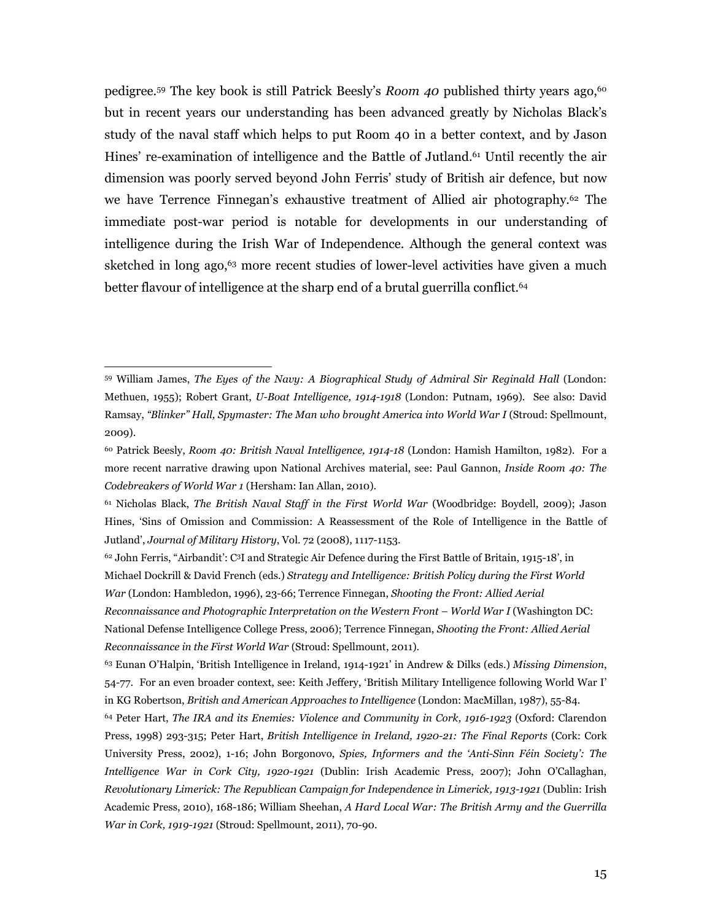pedigree.[59] The key book is still Patrick Beesly's *Room 40* published thirty years ago,[60] but in recent years our understanding has been advanced greatly by Nicholas Black's study of the naval staff which helps to put Room 40 in a better context, and by Jason Hines' re-examination of intelligence and the Battle of Jutland.[61] Until recently the air dimension was poorly served beyond John Ferris' study of British air defence, but now we have Terrence Finnegan's exhaustive treatment of Allied air photography.[62] The immediate post-war period is notable for developments in our understanding of intelligence during the Irish War of Independence. Although the general context was sketched in long ago,[63] more recent studies of lower-level activities have given a much better flavour of intelligence at the sharp end of a brutal guerrilla conflict.[64]

---

[59] William James, *The Eyes of the Navy: A Biographical Study of Admiral Sir Reginald Hall* (London: Methuen, 1955); Robert Grant, *U-Boat Intelligence, 1914-1918* (London: Putnam, 1969). See also: David Ramsay, *"Blinker" Hall, Spymaster: The Man who brought America into World War I* (Stroud: Spellmount, 2009).

[60] Patrick Beesly, *Room 40: British Naval Intelligence, 1914-18* (London: Hamish Hamilton, 1982). For a more recent narrative drawing upon National Archives material, see: Paul Gannon, *Inside Room 40: The Codebreakers of World War 1* (Hersham: Ian Allan, 2010).

[61] Nicholas Black, *The British Naval Staff in the First World War* (Woodbridge: Boydell, 2009); Jason Hines, 'Sins of Omission and Commission: A Reassessment of the Role of Intelligence in the Battle of Jutland', *Journal of Military History*, Vol. 72 (2008), 1117-1153.

[62] John Ferris, "Airbandit': C³I and Strategic Air Defence during the First Battle of Britain, 1915-18', in Michael Dockrill & David French (eds.) *Strategy and Intelligence: British Policy during the First World War* (London: Hambledon, 1996), 23-66; Terrence Finnegan, *Shooting the Front: Allied Aerial Reconnaissance and Photographic Interpretation on the Western Front – World War I* (Washington DC: National Defense Intelligence College Press, 2006); Terrence Finnegan, *Shooting the Front: Allied Aerial Reconnaissance in the First World War* (Stroud: Spellmount, 2011).

[63] Eunan O'Halpin, 'British Intelligence in Ireland, 1914-1921' in Andrew & Dilks (eds.) *Missing Dimension*, 54-77. For an even broader context, see: Keith Jeffery, 'British Military Intelligence following World War I' in KG Robertson, *British and American Approaches to Intelligence* (London: MacMillan, 1987), 55-84.

[64] Peter Hart, *The IRA and its Enemies: Violence and Community in Cork, 1916-1923* (Oxford: Clarendon Press, 1998) 293-315; Peter Hart, *British Intelligence in Ireland, 1920-21: The Final Reports* (Cork: Cork University Press, 2002), 1-16; John Borgonovo, *Spies, Informers and the 'Anti-Sinn Féin Society': The Intelligence War in Cork City, 1920-1921* (Dublin: Irish Academic Press, 2007); John O'Callaghan, *Revolutionary Limerick: The Republican Campaign for Independence in Limerick, 1913-1921* (Dublin: Irish Academic Press, 2010), 168-186; William Sheehan, *A Hard Local War: The British Army and the Guerrilla War in Cork, 1919-1921* (Stroud: Spellmount, 2011), 70-90.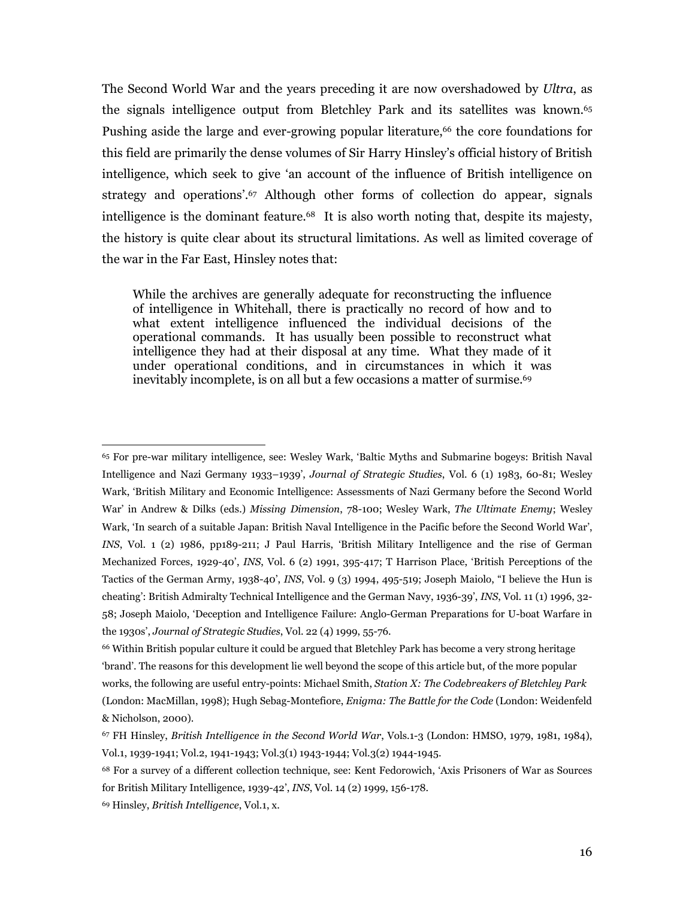The Second World War and the years preceding it are now overshadowed by *Ultra*, as the signals intelligence output from Bletchley Park and its satellites was known.[65] Pushing aside the large and ever-growing popular literature,[66] the core foundations for this field are primarily the dense volumes of Sir Harry Hinsley's official history of British intelligence, which seek to give 'an account of the influence of British intelligence on strategy and operations'.[67] Although other forms of collection do appear, signals intelligence is the dominant feature.[68] It is also worth noting that, despite its majesty, the history is quite clear about its structural limitations. As well as limited coverage of the war in the Far East, Hinsley notes that:

> While the archives are generally adequate for reconstructing the influence of intelligence in Whitehall, there is practically no record of how and to what extent intelligence influenced the individual decisions of the operational commands. It has usually been possible to reconstruct what intelligence they had at their disposal at any time. What they made of it under operational conditions, and in circumstances in which it was inevitably incomplete, is on all but a few occasions a matter of surmise.[69]

---

[65] For pre-war military intelligence, see: Wesley Wark, 'Baltic Myths and Submarine bogeys: British Naval Intelligence and Nazi Germany 1933–1939', *Journal of Strategic Studies*, Vol. 6 (1) 1983, 60-81; Wesley Wark, 'British Military and Economic Intelligence: Assessments of Nazi Germany before the Second World War' in Andrew & Dilks (eds.) *Missing Dimension*, 78-100; Wesley Wark, *The Ultimate Enemy*; Wesley Wark, 'In search of a suitable Japan: British Naval Intelligence in the Pacific before the Second World War', *INS*, Vol. 1 (2) 1986, pp189-211; J Paul Harris, 'British Military Intelligence and the rise of German Mechanized Forces, 1929-40', *INS*, Vol. 6 (2) 1991, 395-417; T Harrison Place, 'British Perceptions of the Tactics of the German Army, 1938-40', *INS*, Vol. 9 (3) 1994, 495-519; Joseph Maiolo, "I believe the Hun is cheating': British Admiralty Technical Intelligence and the German Navy, 1936-39', *INS*, Vol. 11 (1) 1996, 32-58; Joseph Maiolo, 'Deception and Intelligence Failure: Anglo-German Preparations for U-boat Warfare in the 1930s', *Journal of Strategic Studies*, Vol. 22 (4) 1999, 55-76.

[66] Within British popular culture it could be argued that Bletchley Park has become a very strong heritage 'brand'. The reasons for this development lie well beyond the scope of this article but, of the more popular works, the following are useful entry-points: Michael Smith, *Station X: The Codebreakers of Bletchley Park* (London: MacMillan, 1998); Hugh Sebag-Montefiore, *Enigma: The Battle for the Code* (London: Weidenfeld & Nicholson, 2000).

[67] FH Hinsley, *British Intelligence in the Second World War*, Vols.1-3 (London: HMSO, 1979, 1981, 1984), Vol.1, 1939-1941; Vol.2, 1941-1943; Vol.3(1) 1943-1944; Vol.3(2) 1944-1945.

[68] For a survey of a different collection technique, see: Kent Fedorowich, 'Axis Prisoners of War as Sources for British Military Intelligence, 1939-42', *INS*, Vol. 14 (2) 1999, 156-178.

[69] Hinsley, *British Intelligence*, Vol.1, x.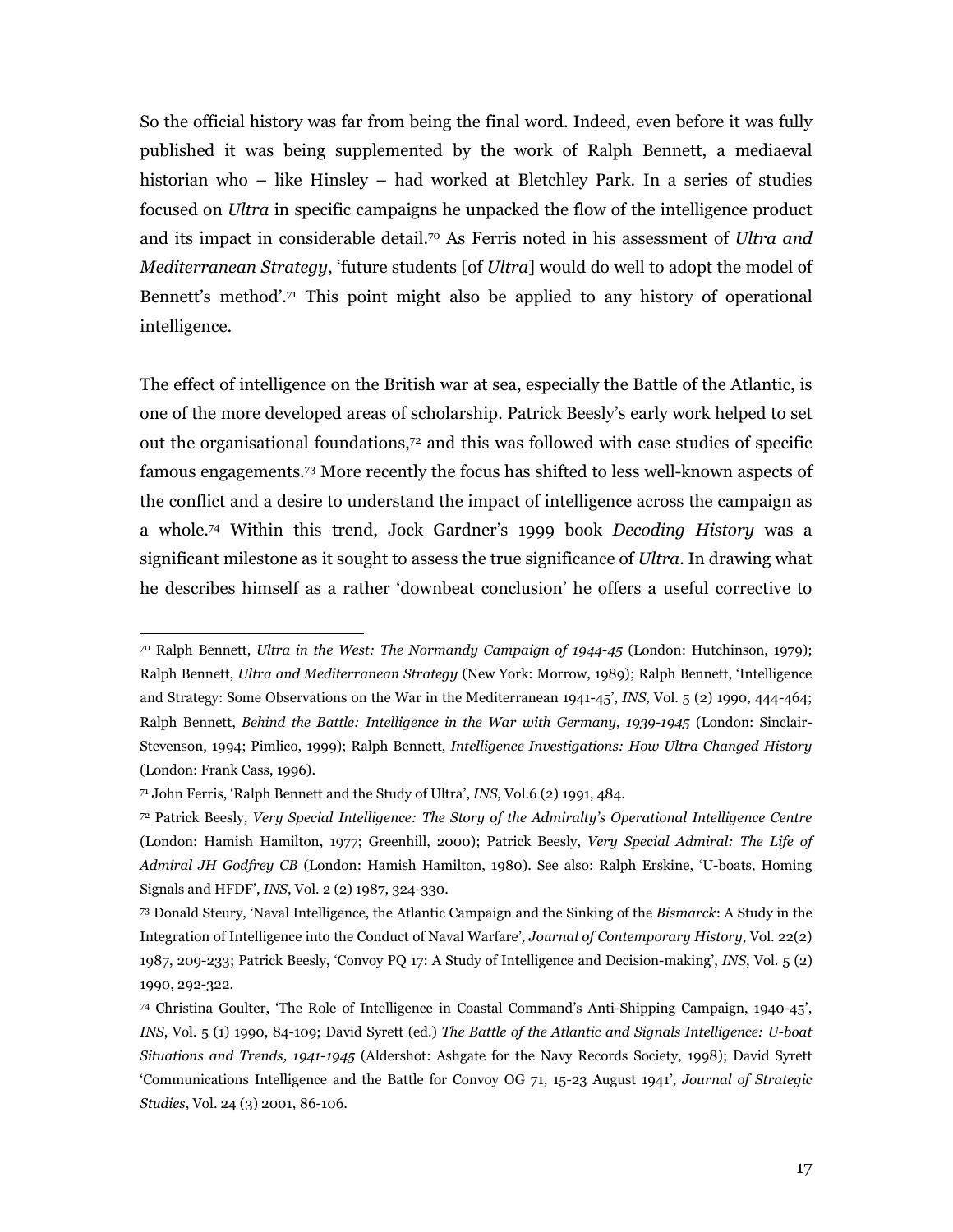So the official history was far from being the final word. Indeed, even before it was fully published it was being supplemented by the work of Ralph Bennett, a mediaeval historian who – like Hinsley – had worked at Bletchley Park. In a series of studies focused on *Ultra* in specific campaigns he unpacked the flow of the intelligence product and its impact in considerable detail.[70] As Ferris noted in his assessment of *Ultra and Mediterranean Strategy*, 'future students [of *Ultra*] would do well to adopt the model of Bennett's method'.[71] This point might also be applied to any history of operational intelligence.

The effect of intelligence on the British war at sea, especially the Battle of the Atlantic, is one of the more developed areas of scholarship. Patrick Beesly's early work helped to set out the organisational foundations,[72] and this was followed with case studies of specific famous engagements.[73] More recently the focus has shifted to less well-known aspects of the conflict and a desire to understand the impact of intelligence across the campaign as a whole.[74] Within this trend, Jock Gardner's 1999 book *Decoding History* was a significant milestone as it sought to assess the true significance of *Ultra*. In drawing what he describes himself as a rather 'downbeat conclusion' he offers a useful corrective to

---

[70] Ralph Bennett, *Ultra in the West: The Normandy Campaign of 1944-45* (London: Hutchinson, 1979); Ralph Bennett, *Ultra and Mediterranean Strategy* (New York: Morrow, 1989); Ralph Bennett, 'Intelligence and Strategy: Some Observations on the War in the Mediterranean 1941-45', *INS*, Vol. 5 (2) 1990, 444-464; Ralph Bennett, *Behind the Battle: Intelligence in the War with Germany, 1939-1945* (London: Sinclair-Stevenson, 1994; Pimlico, 1999); Ralph Bennett, *Intelligence Investigations: How Ultra Changed History* (London: Frank Cass, 1996).

[71] John Ferris, 'Ralph Bennett and the Study of Ultra', *INS*, Vol.6 (2) 1991, 484.

[72] Patrick Beesly, *Very Special Intelligence: The Story of the Admiralty's Operational Intelligence Centre* (London: Hamish Hamilton, 1977; Greenhill, 2000); Patrick Beesly, *Very Special Admiral: The Life of Admiral JH Godfrey CB* (London: Hamish Hamilton, 1980). See also: Ralph Erskine, 'U-boats, Homing Signals and HFDF', *INS*, Vol. 2 (2) 1987, 324-330.

[73] Donald Steury, 'Naval Intelligence, the Atlantic Campaign and the Sinking of the *Bismarck*: A Study in the Integration of Intelligence into the Conduct of Naval Warfare', *Journal of Contemporary History*, Vol. 22(2) 1987, 209-233; Patrick Beesly, 'Convoy PQ 17: A Study of Intelligence and Decision-making', *INS*, Vol. 5 (2) 1990, 292-322.

[74] Christina Goulter, 'The Role of Intelligence in Coastal Command's Anti-Shipping Campaign, 1940-45', *INS*, Vol. 5 (1) 1990, 84-109; David Syrett (ed.) *The Battle of the Atlantic and Signals Intelligence: U-boat Situations and Trends, 1941-1945* (Aldershot: Ashgate for the Navy Records Society, 1998); David Syrett 'Communications Intelligence and the Battle for Convoy OG 71, 15-23 August 1941', *Journal of Strategic Studies*, Vol. 24 (3) 2001, 86-106.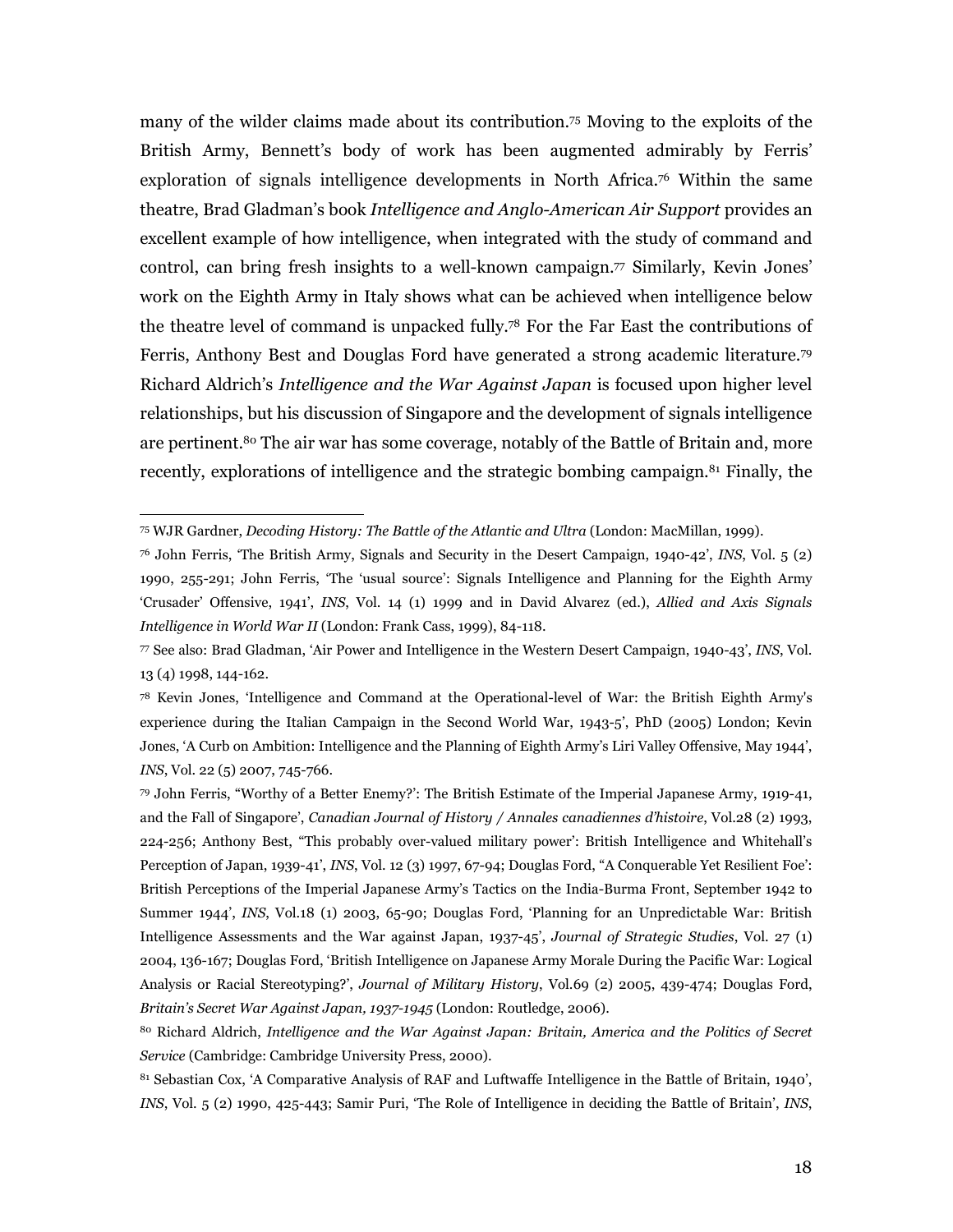many of the wilder claims made about its contribution.[75] Moving to the exploits of the British Army, Bennett's body of work has been augmented admirably by Ferris' exploration of signals intelligence developments in North Africa.[76] Within the same theatre, Brad Gladman's book *Intelligence and Anglo-American Air Support* provides an excellent example of how intelligence, when integrated with the study of command and control, can bring fresh insights to a well-known campaign.[77] Similarly, Kevin Jones' work on the Eighth Army in Italy shows what can be achieved when intelligence below the theatre level of command is unpacked fully.[78] For the Far East the contributions of Ferris, Anthony Best and Douglas Ford have generated a strong academic literature.[79] Richard Aldrich's *Intelligence and the War Against Japan* is focused upon higher level relationships, but his discussion of Singapore and the development of signals intelligence are pertinent.[80] The air war has some coverage, notably of the Battle of Britain and, more recently, explorations of intelligence and the strategic bombing campaign.[81] Finally, the

---

[75] WJR Gardner, *Decoding History: The Battle of the Atlantic and Ultra* (London: MacMillan, 1999).

[76] John Ferris, 'The British Army, Signals and Security in the Desert Campaign, 1940-42', *INS*, Vol. 5 (2) 1990, 255-291; John Ferris, 'The 'usual source': Signals Intelligence and Planning for the Eighth Army 'Crusader' Offensive, 1941', *INS*, Vol. 14 (1) 1999 and in David Alvarez (ed.), *Allied and Axis Signals Intelligence in World War II* (London: Frank Cass, 1999), 84-118.

[77] See also: Brad Gladman, 'Air Power and Intelligence in the Western Desert Campaign, 1940-43', *INS*, Vol. 13 (4) 1998, 144-162.

[78] Kevin Jones, 'Intelligence and Command at the Operational-level of War: the British Eighth Army's experience during the Italian Campaign in the Second World War, 1943-5', PhD (2005) London; Kevin Jones, 'A Curb on Ambition: Intelligence and the Planning of Eighth Army's Liri Valley Offensive, May 1944', *INS*, Vol. 22 (5) 2007, 745-766.

[79] John Ferris, "Worthy of a Better Enemy?': The British Estimate of the Imperial Japanese Army, 1919-41, and the Fall of Singapore', *Canadian Journal of History / Annales canadiennes d'histoire*, Vol.28 (2) 1993, 224-256; Anthony Best, "This probably over-valued military power': British Intelligence and Whitehall's Perception of Japan, 1939-41', *INS*, Vol. 12 (3) 1997, 67-94; Douglas Ford, "A Conquerable Yet Resilient Foe': British Perceptions of the Imperial Japanese Army's Tactics on the India-Burma Front, September 1942 to Summer 1944', *INS*, Vol.18 (1) 2003, 65-90; Douglas Ford, 'Planning for an Unpredictable War: British Intelligence Assessments and the War against Japan, 1937-45', *Journal of Strategic Studies*, Vol. 27 (1) 2004, 136-167; Douglas Ford, 'British Intelligence on Japanese Army Morale During the Pacific War: Logical Analysis or Racial Stereotyping?', *Journal of Military History*, Vol.69 (2) 2005, 439-474; Douglas Ford, *Britain's Secret War Against Japan, 1937-1945* (London: Routledge, 2006).

[80] Richard Aldrich, *Intelligence and the War Against Japan: Britain, America and the Politics of Secret Service* (Cambridge: Cambridge University Press, 2000).

[81] Sebastian Cox, 'A Comparative Analysis of RAF and Luftwaffe Intelligence in the Battle of Britain, 1940', *INS*, Vol. 5 (2) 1990, 425-443; Samir Puri, 'The Role of Intelligence in deciding the Battle of Britain', *INS*,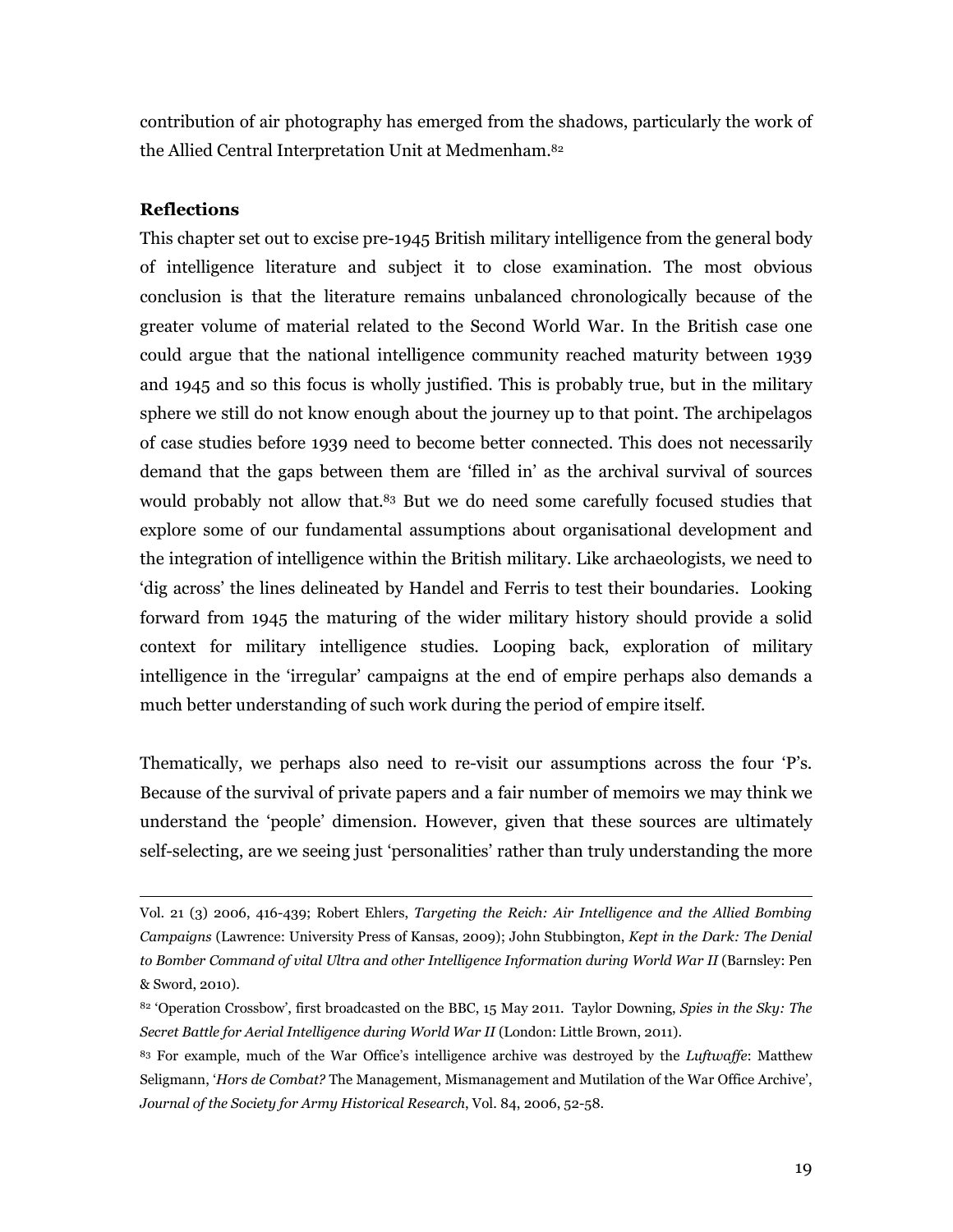contribution of air photography has emerged from the shadows, particularly the work of the Allied Central Interpretation Unit at Medmenham.[82]

**Reflections**

This chapter set out to excise pre-1945 British military intelligence from the general body of intelligence literature and subject it to close examination. The most obvious conclusion is that the literature remains unbalanced chronologically because of the greater volume of material related to the Second World War. In the British case one could argue that the national intelligence community reached maturity between 1939 and 1945 and so this focus is wholly justified. This is probably true, but in the military sphere we still do not know enough about the journey up to that point. The archipelagos of case studies before 1939 need to become better connected. This does not necessarily demand that the gaps between them are 'filled in' as the archival survival of sources would probably not allow that.[83] But we do need some carefully focused studies that explore some of our fundamental assumptions about organisational development and the integration of intelligence within the British military. Like archaeologists, we need to 'dig across' the lines delineated by Handel and Ferris to test their boundaries. Looking forward from 1945 the maturing of the wider military history should provide a solid context for military intelligence studies. Looping back, exploration of military intelligence in the 'irregular' campaigns at the end of empire perhaps also demands a much better understanding of such work during the period of empire itself.

Thematically, we perhaps also need to re-visit our assumptions across the four 'P's. Because of the survival of private papers and a fair number of memoirs we may think we understand the 'people' dimension. However, given that these sources are ultimately self-selecting, are we seeing just 'personalities' rather than truly understanding the more

---

Vol. 21 (3) 2006, 416-439; Robert Ehlers, *Targeting the Reich: Air Intelligence and the Allied Bombing Campaigns* (Lawrence: University Press of Kansas, 2009); John Stubbington, *Kept in the Dark: The Denial to Bomber Command of vital Ultra and other Intelligence Information during World War II* (Barnsley: Pen & Sword, 2010).

[82] 'Operation Crossbow', first broadcasted on the BBC, 15 May 2011. Taylor Downing, *Spies in the Sky: The Secret Battle for Aerial Intelligence during World War II* (London: Little Brown, 2011).

[83] For example, much of the War Office's intelligence archive was destroyed by the *Luftwaffe*: Matthew Seligmann, '*Hors de Combat?* The Management, Mismanagement and Mutilation of the War Office Archive', *Journal of the Society for Army Historical Research*, Vol. 84, 2006, 52-58.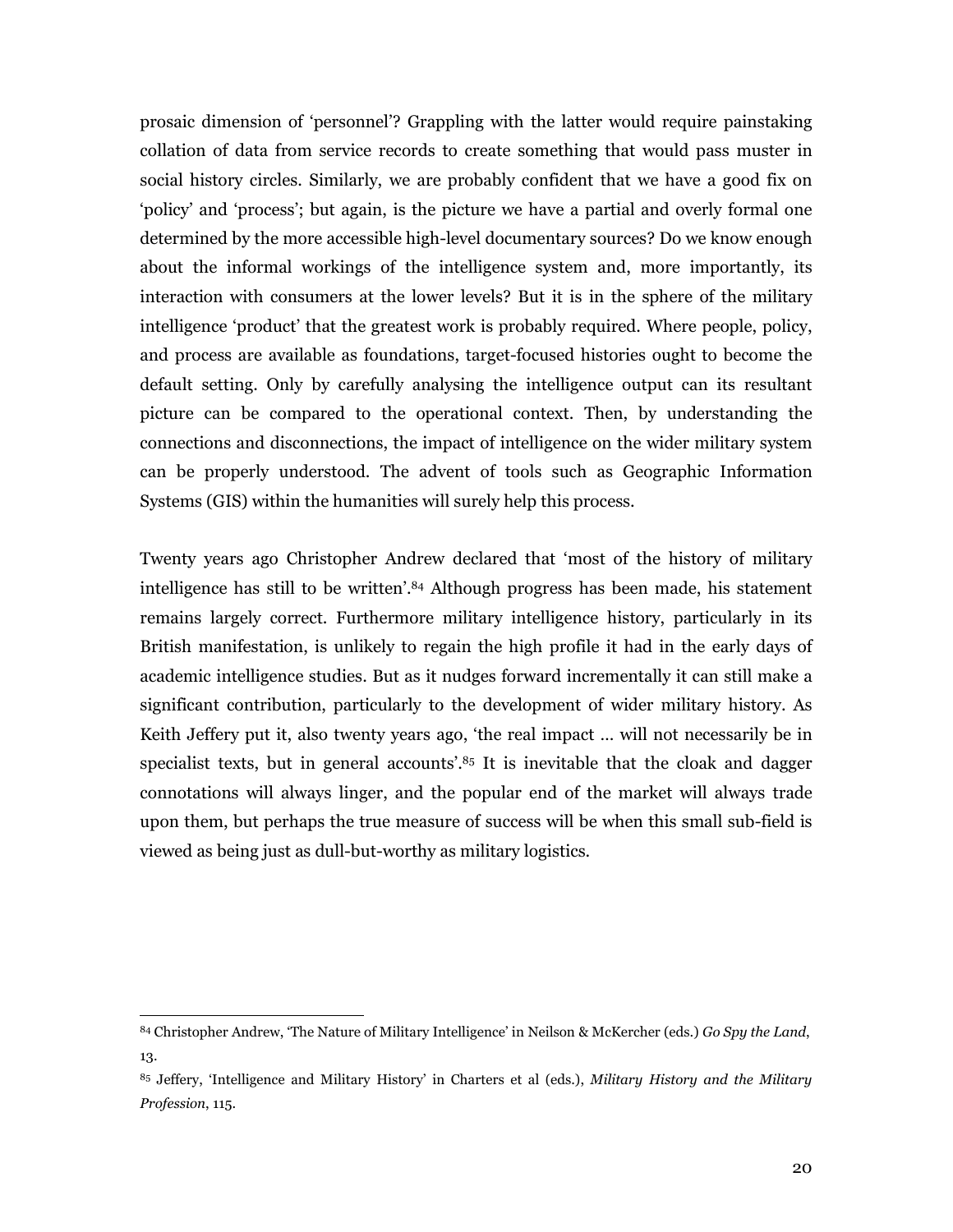prosaic dimension of 'personnel'? Grappling with the latter would require painstaking collation of data from service records to create something that would pass muster in social history circles. Similarly, we are probably confident that we have a good fix on 'policy' and 'process'; but again, is the picture we have a partial and overly formal one determined by the more accessible high-level documentary sources? Do we know enough about the informal workings of the intelligence system and, more importantly, its interaction with consumers at the lower levels? But it is in the sphere of the military intelligence 'product' that the greatest work is probably required. Where people, policy, and process are available as foundations, target-focused histories ought to become the default setting. Only by carefully analysing the intelligence output can its resultant picture can be compared to the operational context. Then, by understanding the connections and disconnections, the impact of intelligence on the wider military system can be properly understood. The advent of tools such as Geographic Information Systems (GIS) within the humanities will surely help this process.

Twenty years ago Christopher Andrew declared that 'most of the history of military intelligence has still to be written'.[84] Although progress has been made, his statement remains largely correct. Furthermore military intelligence history, particularly in its British manifestation, is unlikely to regain the high profile it had in the early days of academic intelligence studies. But as it nudges forward incrementally it can still make a significant contribution, particularly to the development of wider military history. As Keith Jeffery put it, also twenty years ago, 'the real impact … will not necessarily be in specialist texts, but in general accounts'.[85] It is inevitable that the cloak and dagger connotations will always linger, and the popular end of the market will always trade upon them, but perhaps the true measure of success will be when this small sub-field is viewed as being just as dull-but-worthy as military logistics.

---

[84] Christopher Andrew, 'The Nature of Military Intelligence' in Neilson & McKercher (eds.) *Go Spy the Land*, 13.

[85] Jeffery, 'Intelligence and Military History' in Charters et al (eds.), *Military History and the Military Profession*, 115.